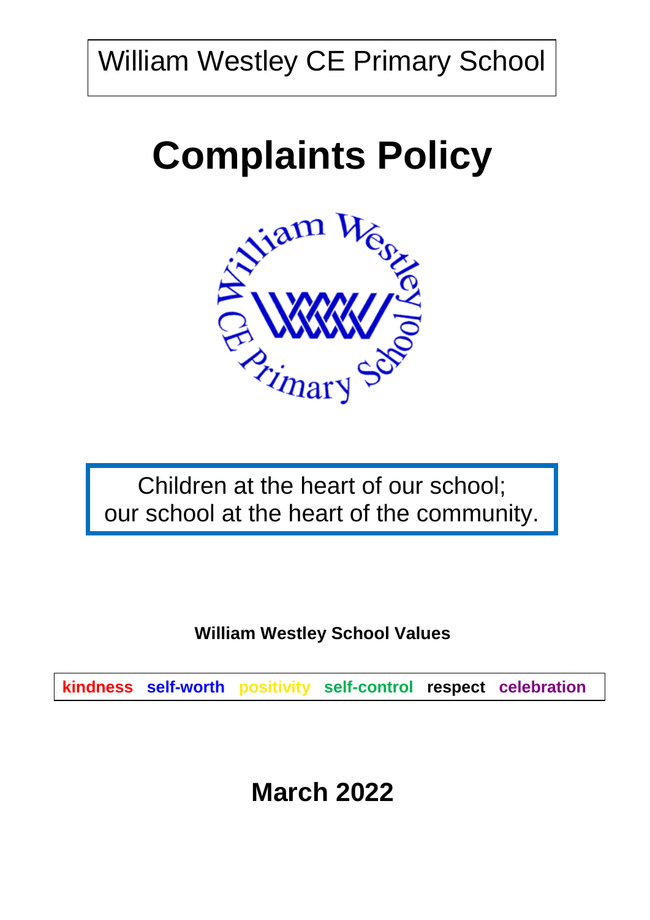William Westley CE Primary School

# Complaints Policy

Children at the heart of our school;
our school at the heart of the community.

**William Westley School Values**

**kindness** **self-worth** **positivity** **self-control** **respect** **celebration**

## March 2022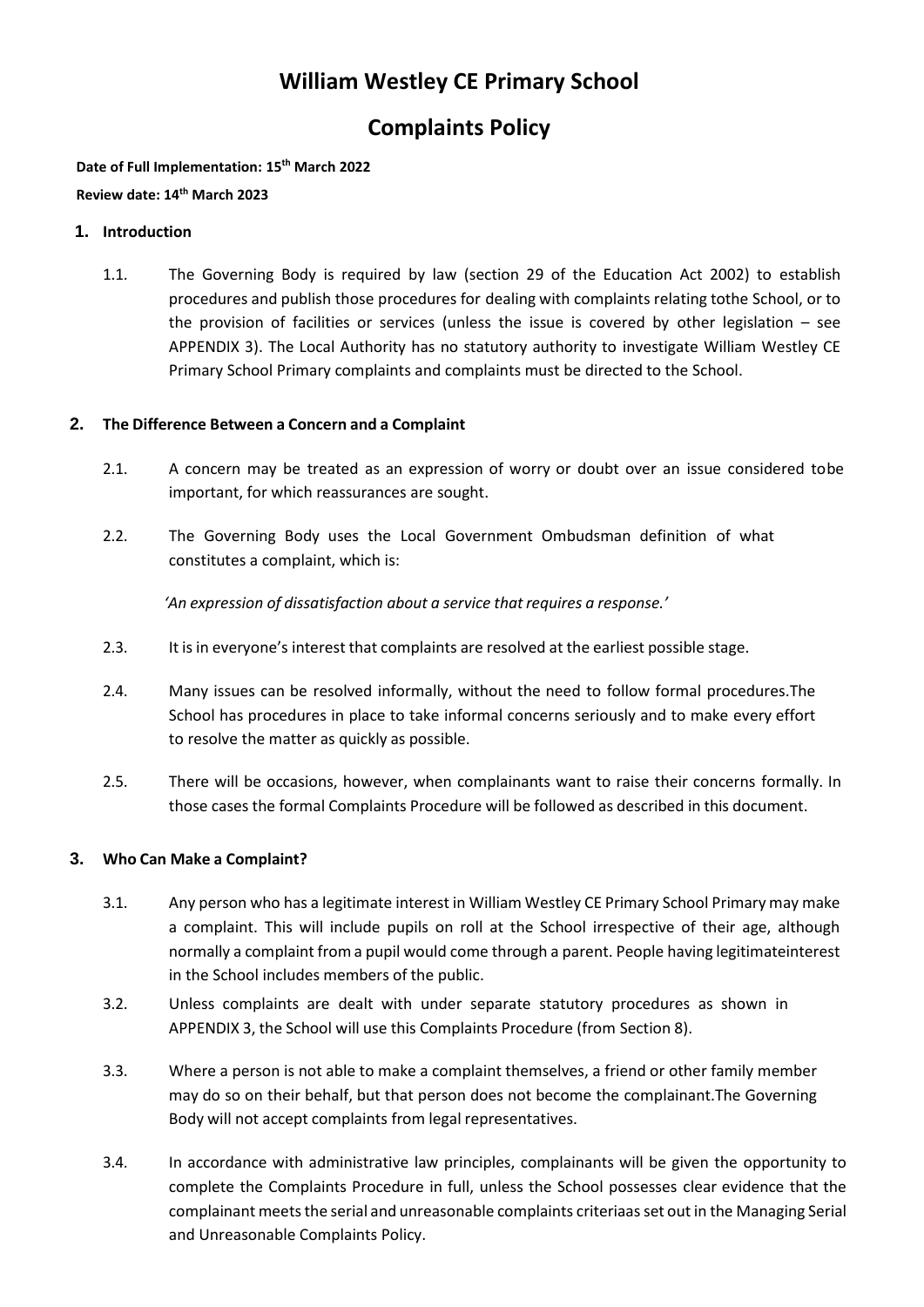# William Westley CE Primary School

# Complaints Policy

**Date of Full Implementation: 15th March 2022**

**Review date: 14th March 2023**

## 1. Introduction

1.1. The Governing Body is required by law (section 29 of the Education Act 2002) to establish procedures and publish those procedures for dealing with complaints relating tothe School, or to the provision of facilities or services (unless the issue is covered by other legislation – see APPENDIX 3). The Local Authority has no statutory authority to investigate William Westley CE Primary School Primary complaints and complaints must be directed to the School.

## 2. The Difference Between a Concern and a Complaint

2.1. A concern may be treated as an expression of worry or doubt over an issue considered tobe important, for which reassurances are sought.

2.2. The Governing Body uses the Local Government Ombudsman definition of what constitutes a complaint, which is:

*'An expression of dissatisfaction about a service that requires a response.'*

2.3. It is in everyone's interest that complaints are resolved at the earliest possible stage.

2.4. Many issues can be resolved informally, without the need to follow formal procedures.The School has procedures in place to take informal concerns seriously and to make every effort to resolve the matter as quickly as possible.

2.5. There will be occasions, however, when complainants want to raise their concerns formally. In those cases the formal Complaints Procedure will be followed as described in this document.

## 3. Who Can Make a Complaint?

3.1. Any person who has a legitimate interest in William Westley CE Primary School Primary may make a complaint. This will include pupils on roll at the School irrespective of their age, although normally a complaint from a pupil would come through a parent. People having legitimateinterest in the School includes members of the public.

3.2. Unless complaints are dealt with under separate statutory procedures as shown in APPENDIX 3, the School will use this Complaints Procedure (from Section 8).

3.3. Where a person is not able to make a complaint themselves, a friend or other family member may do so on their behalf, but that person does not become the complainant.The Governing Body will not accept complaints from legal representatives.

3.4. In accordance with administrative law principles, complainants will be given the opportunity to complete the Complaints Procedure in full, unless the School possesses clear evidence that the complainant meets the serial and unreasonable complaints criteriaas set out in the Managing Serial and Unreasonable Complaints Policy.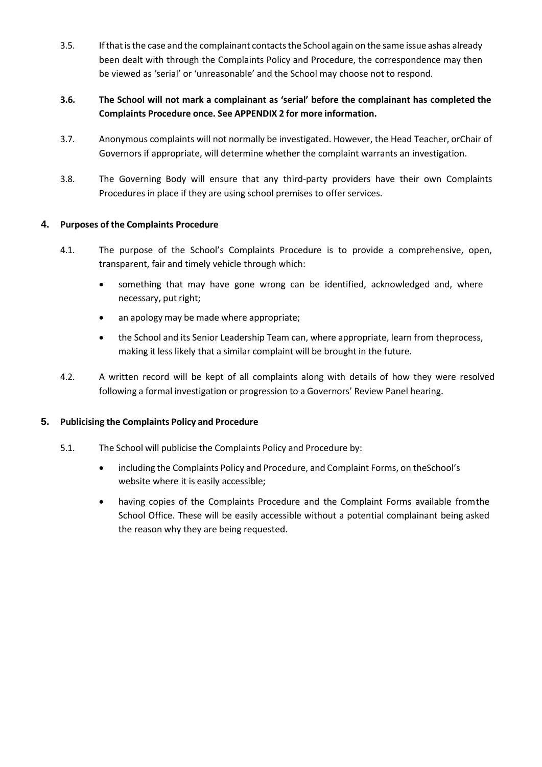3.5. If that is the case and the complainant contacts the School again on the same issue ashas already been dealt with through the Complaints Policy and Procedure, the correspondence may then be viewed as 'serial' or 'unreasonable' and the School may choose not to respond.

**3.6. The School will not mark a complainant as 'serial' before the complainant has completed the Complaints Procedure once. See APPENDIX 2 for more information.**

3.7. Anonymous complaints will not normally be investigated. However, the Head Teacher, orChair of Governors if appropriate, will determine whether the complaint warrants an investigation.

3.8. The Governing Body will ensure that any third-party providers have their own Complaints Procedures in place if they are using school premises to offer services.

## 4. Purposes of the Complaints Procedure

4.1. The purpose of the School's Complaints Procedure is to provide a comprehensive, open, transparent, fair and timely vehicle through which:

- something that may have gone wrong can be identified, acknowledged and, where necessary, put right;
- an apology may be made where appropriate;
- the School and its Senior Leadership Team can, where appropriate, learn from theprocess, making it less likely that a similar complaint will be brought in the future.

4.2. A written record will be kept of all complaints along with details of how they were resolved following a formal investigation or progression to a Governors' Review Panel hearing.

## 5. Publicising the Complaints Policy and Procedure

5.1. The School will publicise the Complaints Policy and Procedure by:

- including the Complaints Policy and Procedure, and Complaint Forms, on theSchool's website where it is easily accessible;
- having copies of the Complaints Procedure and the Complaint Forms available fromthe School Office. These will be easily accessible without a potential complainant being asked the reason why they are being requested.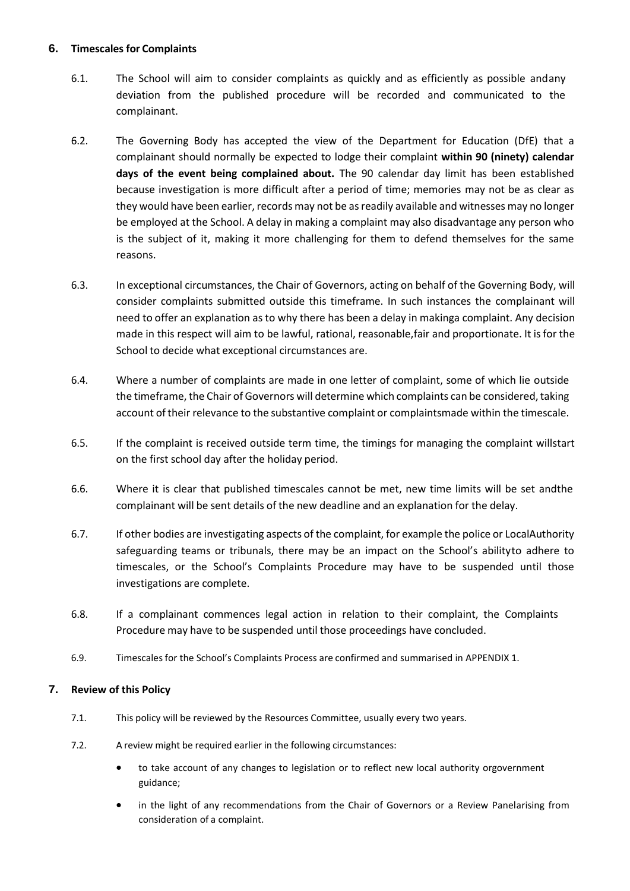## 6. Timescales for Complaints

6.1. The School will aim to consider complaints as quickly and as efficiently as possible andany deviation from the published procedure will be recorded and communicated to the complainant.

6.2. The Governing Body has accepted the view of the Department for Education (DfE) that a complainant should normally be expected to lodge their complaint **within 90 (ninety) calendar days of the event being complained about.** The 90 calendar day limit has been established because investigation is more difficult after a period of time; memories may not be as clear as they would have been earlier, records may not be as readily available and witnesses may no longer be employed at the School. A delay in making a complaint may also disadvantage any person who is the subject of it, making it more challenging for them to defend themselves for the same reasons.

6.3. In exceptional circumstances, the Chair of Governors, acting on behalf of the Governing Body, will consider complaints submitted outside this timeframe. In such instances the complainant will need to offer an explanation as to why there has been a delay in makinga complaint. Any decision made in this respect will aim to be lawful, rational, reasonable,fair and proportionate. It is for the School to decide what exceptional circumstances are.

6.4. Where a number of complaints are made in one letter of complaint, some of which lie outside the timeframe, the Chair of Governors will determine which complaints can be considered, taking account of their relevance to the substantive complaint or complaintsmade within the timescale.

6.5. If the complaint is received outside term time, the timings for managing the complaint willstart on the first school day after the holiday period.

6.6. Where it is clear that published timescales cannot be met, new time limits will be set andthe complainant will be sent details of the new deadline and an explanation for the delay.

6.7. If other bodies are investigating aspects of the complaint, for example the police or LocalAuthority safeguarding teams or tribunals, there may be an impact on the School's abilityto adhere to timescales, or the School's Complaints Procedure may have to be suspended until those investigations are complete.

6.8. If a complainant commences legal action in relation to their complaint, the Complaints Procedure may have to be suspended until those proceedings have concluded.

6.9. Timescales for the School's Complaints Process are confirmed and summarised in APPENDIX 1.

## 7. Review of this Policy

7.1. This policy will be reviewed by the Resources Committee, usually every two years.

7.2. A review might be required earlier in the following circumstances:

- to take account of any changes to legislation or to reflect new local authority orgovernment guidance;
- in the light of any recommendations from the Chair of Governors or a Review Panelarising from consideration of a complaint.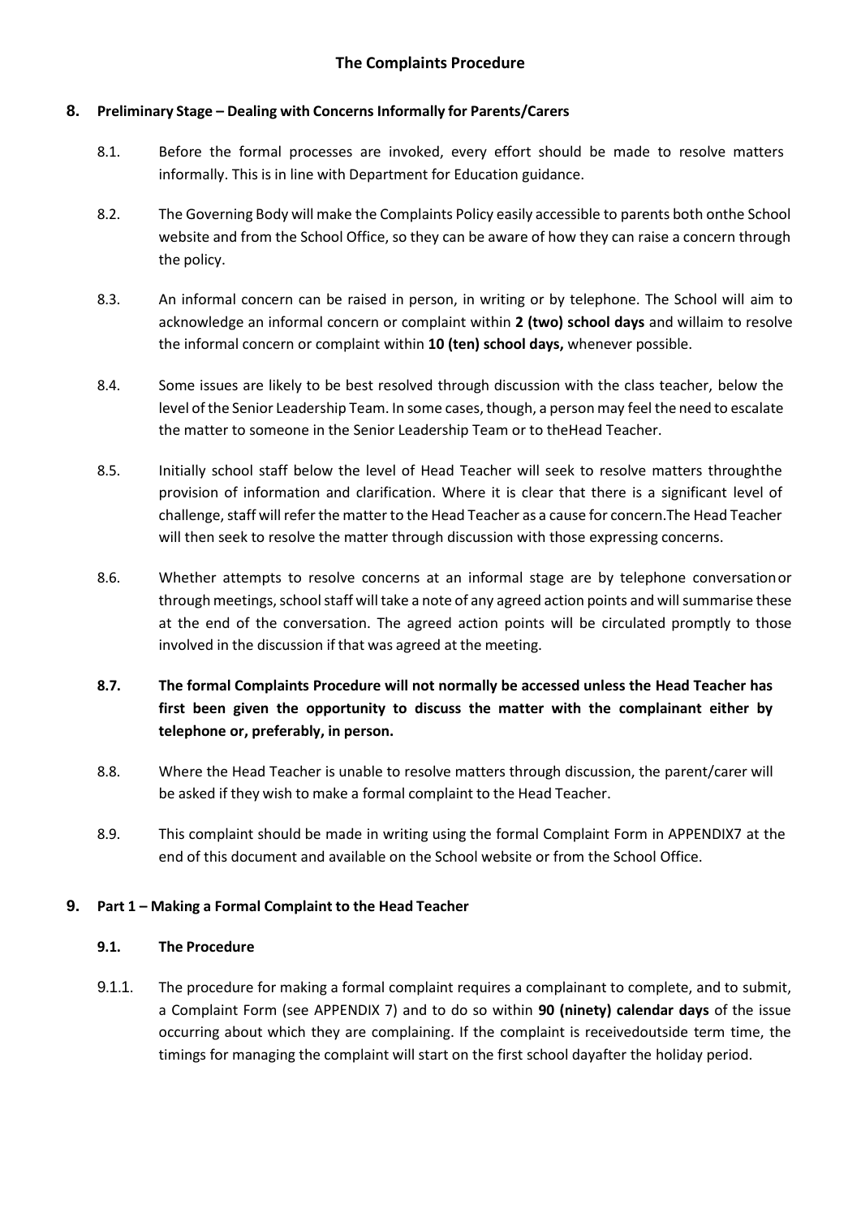# The Complaints Procedure

## 8. Preliminary Stage – Dealing with Concerns Informally for Parents/Carers

8.1. Before the formal processes are invoked, every effort should be made to resolve matters informally. This is in line with Department for Education guidance.

8.2. The Governing Body will make the Complaints Policy easily accessible to parents both onthe School website and from the School Office, so they can be aware of how they can raise a concern through the policy.

8.3. An informal concern can be raised in person, in writing or by telephone. The School will aim to acknowledge an informal concern or complaint within **2 (two) school days** and willaim to resolve the informal concern or complaint within **10 (ten) school days,** whenever possible.

8.4. Some issues are likely to be best resolved through discussion with the class teacher, below the level of the Senior Leadership Team. In some cases, though, a person may feel the need to escalate the matter to someone in the Senior Leadership Team or to theHead Teacher.

8.5. Initially school staff below the level of Head Teacher will seek to resolve matters throughthe provision of information and clarification. Where it is clear that there is a significant level of challenge, staff will refer the matter to the Head Teacher as a cause for concern.The Head Teacher will then seek to resolve the matter through discussion with those expressing concerns.

8.6. Whether attempts to resolve concerns at an informal stage are by telephone conversationor through meetings, school staff will take a note of any agreed action points and will summarise these at the end of the conversation. The agreed action points will be circulated promptly to those involved in the discussion if that was agreed at the meeting.

**8.7. The formal Complaints Procedure will not normally be accessed unless the Head Teacher has first been given the opportunity to discuss the matter with the complainant either by telephone or, preferably, in person.**

8.8. Where the Head Teacher is unable to resolve matters through discussion, the parent/carer will be asked if they wish to make a formal complaint to the Head Teacher.

8.9. This complaint should be made in writing using the formal Complaint Form in APPENDIX7 at the end of this document and available on the School website or from the School Office.

## 9. Part 1 – Making a Formal Complaint to the Head Teacher

### 9.1. The Procedure

9.1.1. The procedure for making a formal complaint requires a complainant to complete, and to submit, a Complaint Form (see APPENDIX 7) and to do so within **90 (ninety) calendar days** of the issue occurring about which they are complaining. If the complaint is receivedoutside term time, the timings for managing the complaint will start on the first school dayafter the holiday period.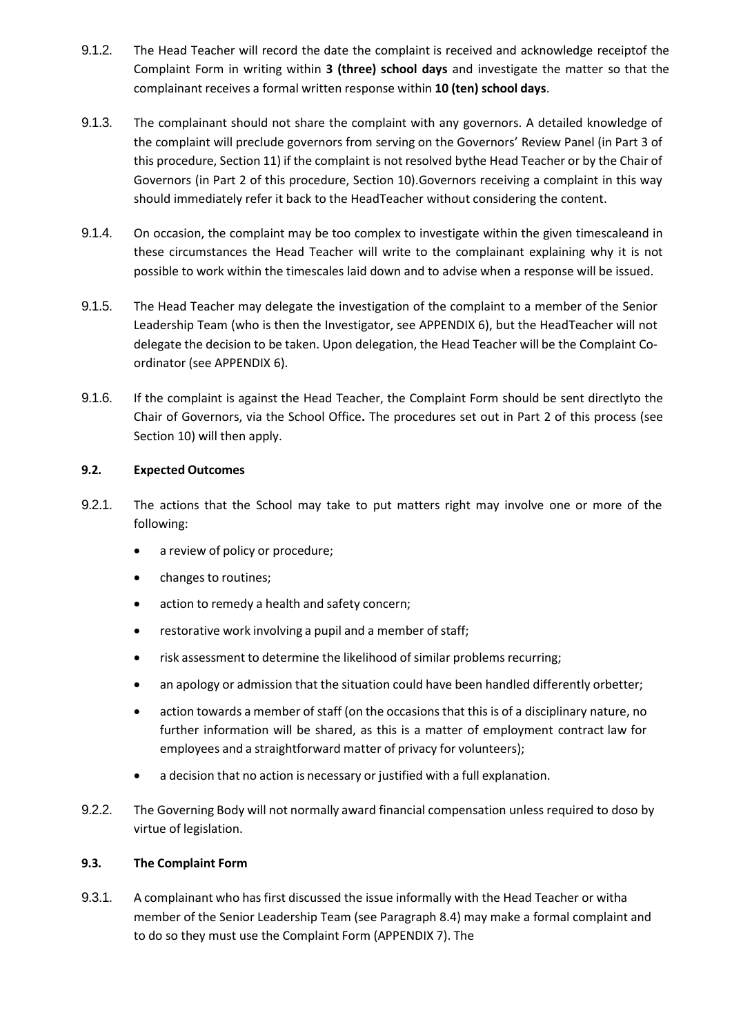9.1.2. The Head Teacher will record the date the complaint is received and acknowledge receiptof the Complaint Form in writing within **3 (three) school days** and investigate the matter so that the complainant receives a formal written response within **10 (ten) school days**.

9.1.3. The complainant should not share the complaint with any governors. A detailed knowledge of the complaint will preclude governors from serving on the Governors' Review Panel (in Part 3 of this procedure, Section 11) if the complaint is not resolved bythe Head Teacher or by the Chair of Governors (in Part 2 of this procedure, Section 10).Governors receiving a complaint in this way should immediately refer it back to the HeadTeacher without considering the content.

9.1.4. On occasion, the complaint may be too complex to investigate within the given timescaleand in these circumstances the Head Teacher will write to the complainant explaining why it is not possible to work within the timescales laid down and to advise when a response will be issued.

9.1.5. The Head Teacher may delegate the investigation of the complaint to a member of the Senior Leadership Team (who is then the Investigator, see APPENDIX 6), but the HeadTeacher will not delegate the decision to be taken. Upon delegation, the Head Teacher will be the Complaint Co-ordinator (see APPENDIX 6).

9.1.6. If the complaint is against the Head Teacher, the Complaint Form should be sent directlyto the Chair of Governors, via the School Office**.** The procedures set out in Part 2 of this process (see Section 10) will then apply.

### 9.2. Expected Outcomes

9.2.1. The actions that the School may take to put matters right may involve one or more of the following:

- a review of policy or procedure;
- changes to routines;
- action to remedy a health and safety concern;
- restorative work involving a pupil and a member of staff;
- risk assessment to determine the likelihood of similar problems recurring;
- an apology or admission that the situation could have been handled differently orbetter;
- action towards a member of staff (on the occasions that this is of a disciplinary nature, no further information will be shared, as this is a matter of employment contract law for employees and a straightforward matter of privacy for volunteers);
- a decision that no action is necessary or justified with a full explanation.

9.2.2. The Governing Body will not normally award financial compensation unless required to doso by virtue of legislation.

### 9.3. The Complaint Form

9.3.1. A complainant who has first discussed the issue informally with the Head Teacher or witha member of the Senior Leadership Team (see Paragraph 8.4) may make a formal complaint and to do so they must use the Complaint Form (APPENDIX 7). The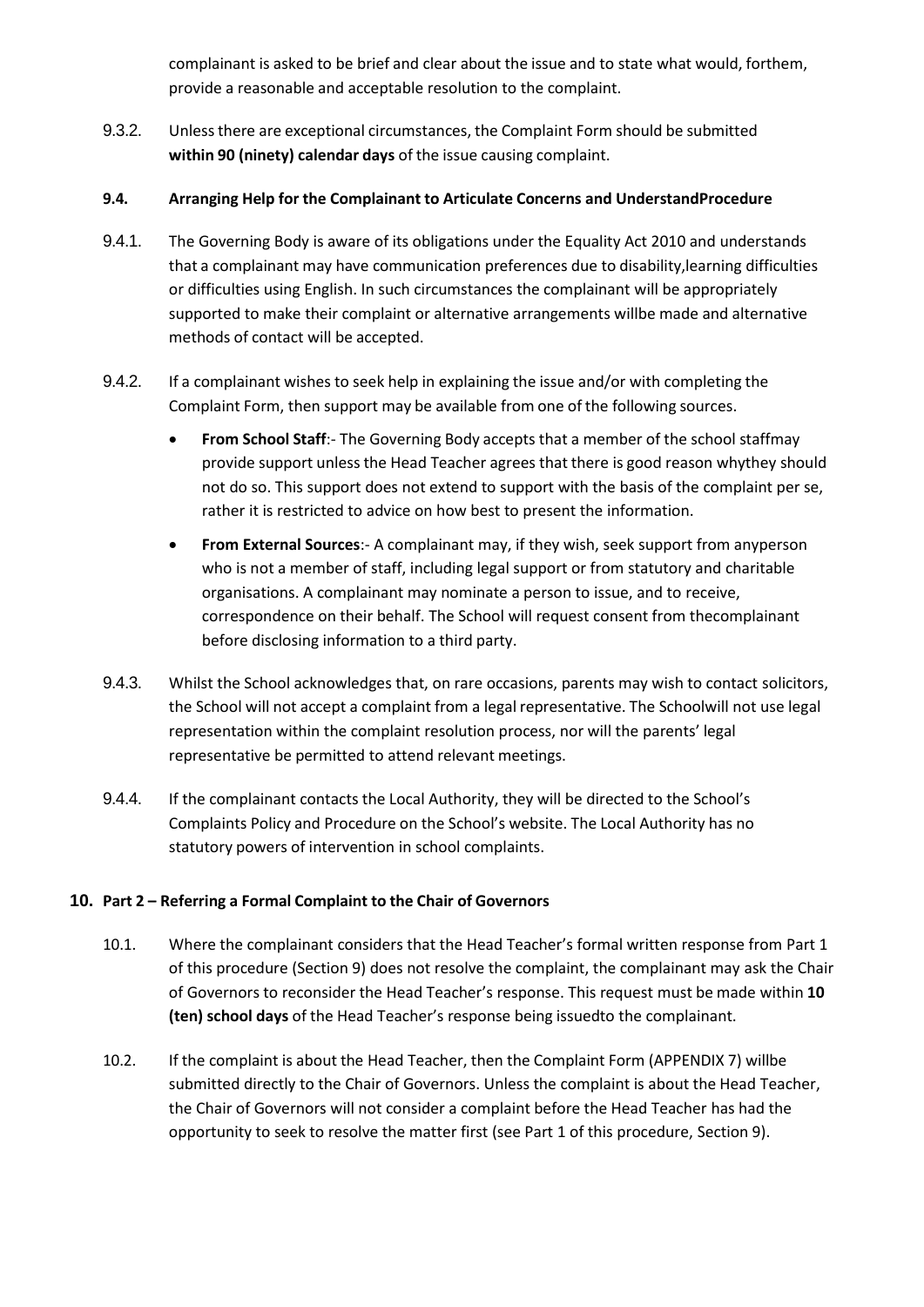complainant is asked to be brief and clear about the issue and to state what would, forthem, provide a reasonable and acceptable resolution to the complaint.

9.3.2. Unless there are exceptional circumstances, the Complaint Form should be submitted **within 90 (ninety) calendar days** of the issue causing complaint.

#### 9.4. Arranging Help for the Complainant to Articulate Concerns and UnderstandProcedure

9.4.1. The Governing Body is aware of its obligations under the Equality Act 2010 and understands that a complainant may have communication preferences due to disability,learning difficulties or difficulties using English. In such circumstances the complainant will be appropriately supported to make their complaint or alternative arrangements willbe made and alternative methods of contact will be accepted.

9.4.2. If a complainant wishes to seek help in explaining the issue and/or with completing the Complaint Form, then support may be available from one of the following sources.

- **From School Staff**:- The Governing Body accepts that a member of the school staffmay provide support unless the Head Teacher agrees that there is good reason whythey should not do so. This support does not extend to support with the basis of the complaint per se, rather it is restricted to advice on how best to present the information.
- **From External Sources**:- A complainant may, if they wish, seek support from anyperson who is not a member of staff, including legal support or from statutory and charitable organisations. A complainant may nominate a person to issue, and to receive, correspondence on their behalf. The School will request consent from thecomplainant before disclosing information to a third party.

9.4.3. Whilst the School acknowledges that, on rare occasions, parents may wish to contact solicitors, the School will not accept a complaint from a legal representative. The Schoolwill not use legal representation within the complaint resolution process, nor will the parents' legal representative be permitted to attend relevant meetings.

9.4.4. If the complainant contacts the Local Authority, they will be directed to the School's Complaints Policy and Procedure on the School's website. The Local Authority has no statutory powers of intervention in school complaints.

### 10. Part 2 – Referring a Formal Complaint to the Chair of Governors

10.1. Where the complainant considers that the Head Teacher's formal written response from Part 1 of this procedure (Section 9) does not resolve the complaint, the complainant may ask the Chair of Governors to reconsider the Head Teacher's response. This request must be made within **10 (ten) school days** of the Head Teacher's response being issuedto the complainant.

10.2. If the complaint is about the Head Teacher, then the Complaint Form (APPENDIX 7) willbe submitted directly to the Chair of Governors. Unless the complaint is about the Head Teacher, the Chair of Governors will not consider a complaint before the Head Teacher has had the opportunity to seek to resolve the matter first (see Part 1 of this procedure, Section 9).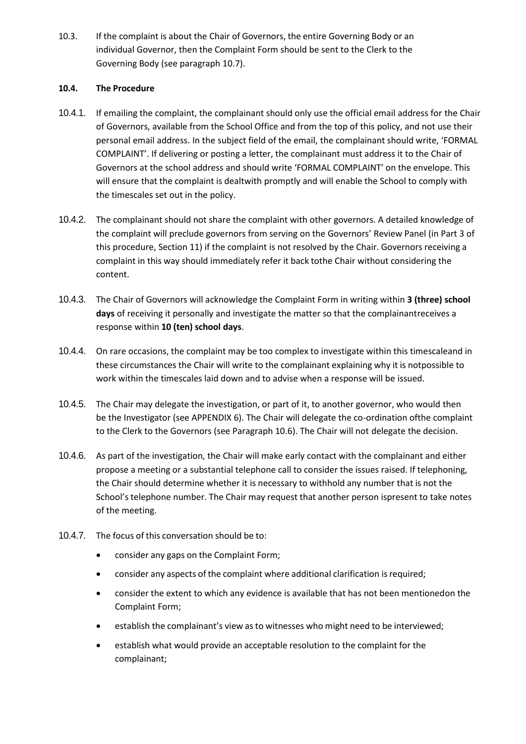10.3. If the complaint is about the Chair of Governors, the entire Governing Body or an individual Governor, then the Complaint Form should be sent to the Clerk to the Governing Body (see paragraph 10.7).

**10.4. The Procedure**

10.4.1. If emailing the complaint, the complainant should only use the official email address for the Chair of Governors, available from the School Office and from the top of this policy, and not use their personal email address. In the subject field of the email, the complainant should write, 'FORMAL COMPLAINT'. If delivering or posting a letter, the complainant must address it to the Chair of Governors at the school address and should write 'FORMAL COMPLAINT' on the envelope. This will ensure that the complaint is dealtwith promptly and will enable the School to comply with the timescales set out in the policy.

10.4.2. The complainant should not share the complaint with other governors. A detailed knowledge of the complaint will preclude governors from serving on the Governors' Review Panel (in Part 3 of this procedure, Section 11) if the complaint is not resolved by the Chair. Governors receiving a complaint in this way should immediately refer it back tothe Chair without considering the content.

10.4.3. The Chair of Governors will acknowledge the Complaint Form in writing within **3 (three) school days** of receiving it personally and investigate the matter so that the complainantreceives a response within **10 (ten) school days**.

10.4.4. On rare occasions, the complaint may be too complex to investigate within this timescaleand in these circumstances the Chair will write to the complainant explaining why it is notpossible to work within the timescales laid down and to advise when a response will be issued.

10.4.5. The Chair may delegate the investigation, or part of it, to another governor, who would then be the Investigator (see APPENDIX 6). The Chair will delegate the co-ordination ofthe complaint to the Clerk to the Governors (see Paragraph 10.6). The Chair will not delegate the decision.

10.4.6. As part of the investigation, the Chair will make early contact with the complainant and either propose a meeting or a substantial telephone call to consider the issues raised. If telephoning, the Chair should determine whether it is necessary to withhold any number that is not the School's telephone number. The Chair may request that another person ispresent to take notes of the meeting.

10.4.7. The focus of this conversation should be to:

- consider any gaps on the Complaint Form;
- consider any aspects of the complaint where additional clarification is required;
- consider the extent to which any evidence is available that has not been mentionedon the Complaint Form;
- establish the complainant's view as to witnesses who might need to be interviewed;
- establish what would provide an acceptable resolution to the complaint for the complainant;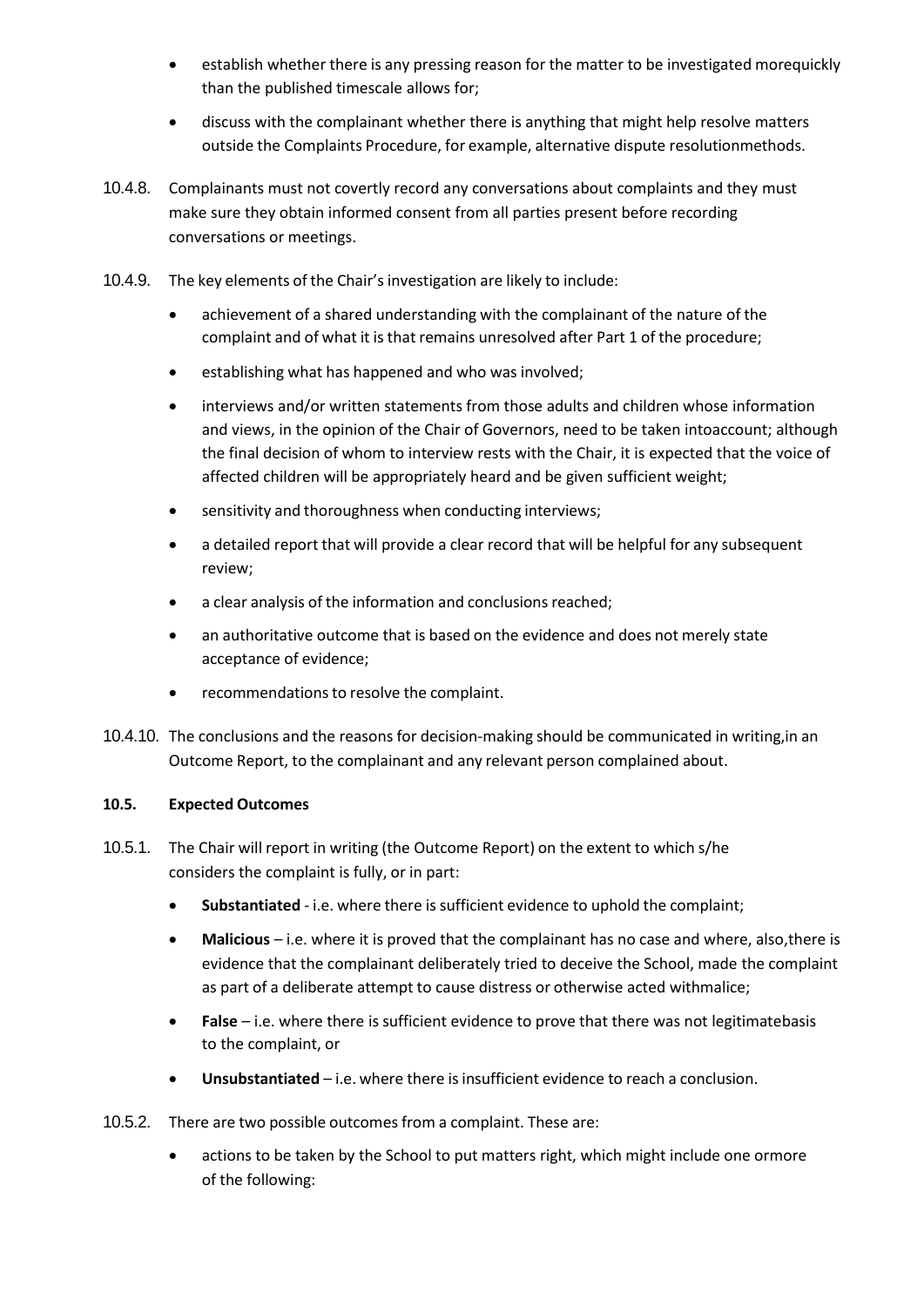- establish whether there is any pressing reason for the matter to be investigated morequickly than the published timescale allows for;
- discuss with the complainant whether there is anything that might help resolve matters outside the Complaints Procedure, for example, alternative dispute resolutionmethods.

10.4.8. Complainants must not covertly record any conversations about complaints and they must make sure they obtain informed consent from all parties present before recording conversations or meetings.

10.4.9. The key elements of the Chair's investigation are likely to include:

- achievement of a shared understanding with the complainant of the nature of the complaint and of what it is that remains unresolved after Part 1 of the procedure;
- establishing what has happened and who was involved;
- interviews and/or written statements from those adults and children whose information and views, in the opinion of the Chair of Governors, need to be taken intoaccount; although the final decision of whom to interview rests with the Chair, it is expected that the voice of affected children will be appropriately heard and be given sufficient weight;
- sensitivity and thoroughness when conducting interviews;
- a detailed report that will provide a clear record that will be helpful for any subsequent review;
- a clear analysis of the information and conclusions reached;
- an authoritative outcome that is based on the evidence and does not merely state acceptance of evidence;
- recommendations to resolve the complaint.

10.4.10. The conclusions and the reasons for decision-making should be communicated in writing,in an Outcome Report, to the complainant and any relevant person complained about.

**10.5. Expected Outcomes**

10.5.1. The Chair will report in writing (the Outcome Report) on the extent to which s/he considers the complaint is fully, or in part:

- **Substantiated** - i.e. where there is sufficient evidence to uphold the complaint;
- **Malicious** – i.e. where it is proved that the complainant has no case and where, also,there is evidence that the complainant deliberately tried to deceive the School, made the complaint as part of a deliberate attempt to cause distress or otherwise acted withmalice;
- **False** – i.e. where there is sufficient evidence to prove that there was not legitimatebasis to the complaint, or
- **Unsubstantiated** – i.e. where there is insufficient evidence to reach a conclusion.

10.5.2. There are two possible outcomes from a complaint. These are:

- actions to be taken by the School to put matters right, which might include one ormore of the following: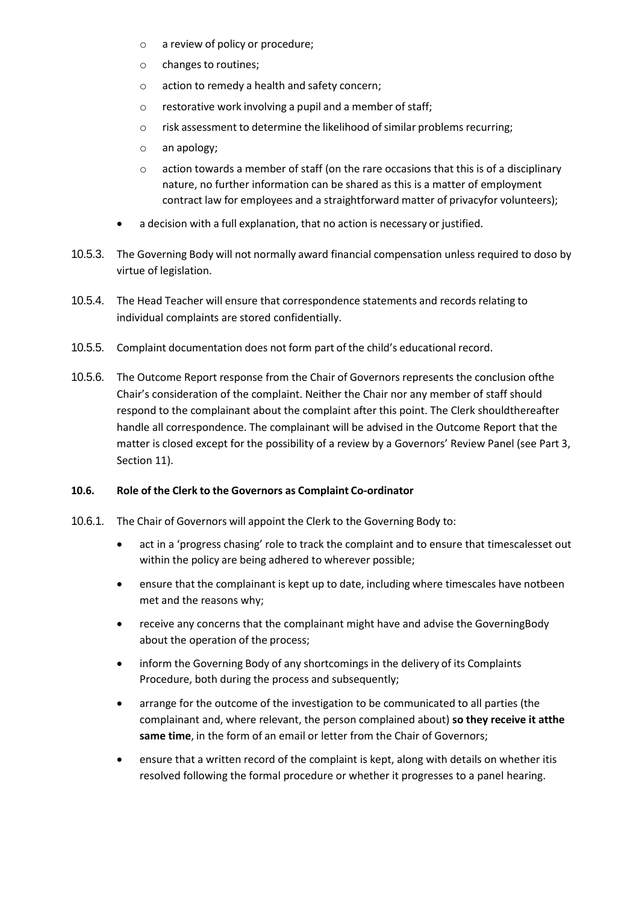- a review of policy or procedure;
  - changes to routines;
  - action to remedy a health and safety concern;
  - restorative work involving a pupil and a member of staff;
  - risk assessment to determine the likelihood of similar problems recurring;
  - an apology;
  - action towards a member of staff (on the rare occasions that this is of a disciplinary nature, no further information can be shared as this is a matter of employment contract law for employees and a straightforward matter of privacyfor volunteers);
- a decision with a full explanation, that no action is necessary or justified.

10.5.3. The Governing Body will not normally award financial compensation unless required to doso by virtue of legislation.

10.5.4. The Head Teacher will ensure that correspondence statements and records relating to individual complaints are stored confidentially.

10.5.5. Complaint documentation does not form part of the child's educational record.

10.5.6. The Outcome Report response from the Chair of Governors represents the conclusion ofthe Chair's consideration of the complaint. Neither the Chair nor any member of staff should respond to the complainant about the complaint after this point. The Clerk shouldthereafter handle all correspondence. The complainant will be advised in the Outcome Report that the matter is closed except for the possibility of a review by a Governors' Review Panel (see Part 3, Section 11).

**10.6. Role of the Clerk to the Governors as Complaint Co-ordinator**

10.6.1. The Chair of Governors will appoint the Clerk to the Governing Body to:

- act in a 'progress chasing' role to track the complaint and to ensure that timescalesset out within the policy are being adhered to wherever possible;
- ensure that the complainant is kept up to date, including where timescales have notbeen met and the reasons why;
- receive any concerns that the complainant might have and advise the GoverningBody about the operation of the process;
- inform the Governing Body of any shortcomings in the delivery of its Complaints Procedure, both during the process and subsequently;
- arrange for the outcome of the investigation to be communicated to all parties (the complainant and, where relevant, the person complained about) **so they receive it atthe same time**, in the form of an email or letter from the Chair of Governors;
- ensure that a written record of the complaint is kept, along with details on whether itis resolved following the formal procedure or whether it progresses to a panel hearing.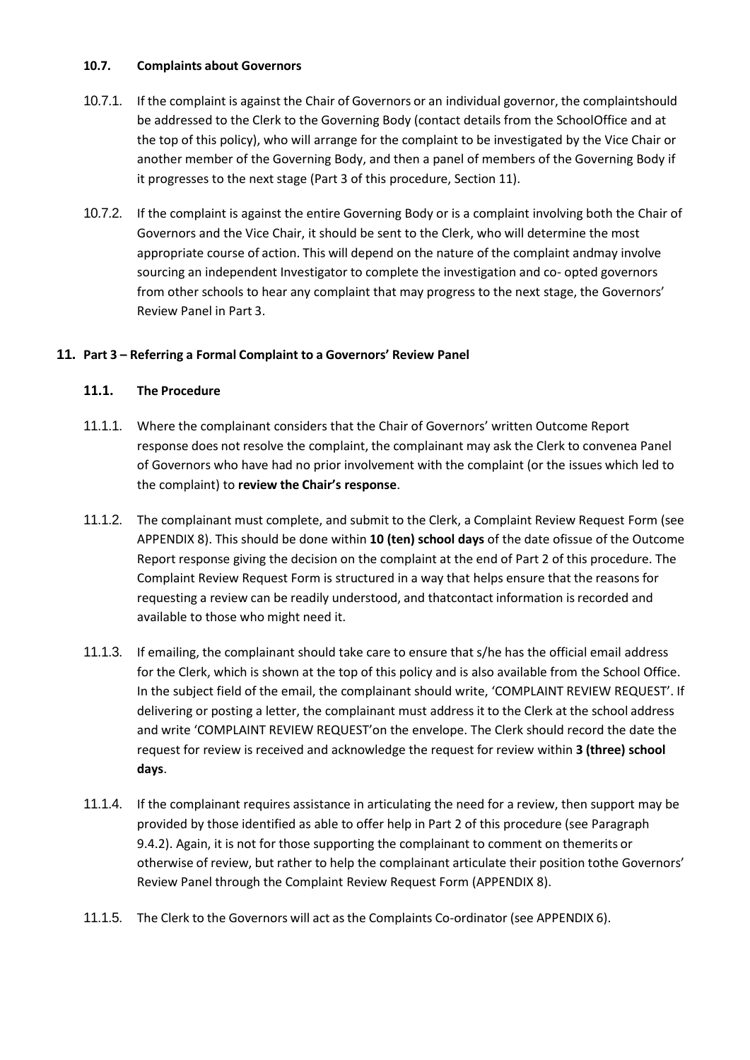### 10.7. Complaints about Governors

10.7.1. If the complaint is against the Chair of Governors or an individual governor, the complaintshould be addressed to the Clerk to the Governing Body (contact details from the SchoolOffice and at the top of this policy), who will arrange for the complaint to be investigated by the Vice Chair or another member of the Governing Body, and then a panel of members of the Governing Body if it progresses to the next stage (Part 3 of this procedure, Section 11).

10.7.2. If the complaint is against the entire Governing Body or is a complaint involving both the Chair of Governors and the Vice Chair, it should be sent to the Clerk, who will determine the most appropriate course of action. This will depend on the nature of the complaint andmay involve sourcing an independent Investigator to complete the investigation and co- opted governors from other schools to hear any complaint that may progress to the next stage, the Governors' Review Panel in Part 3.

## 11. Part 3 – Referring a Formal Complaint to a Governors' Review Panel

### 11.1. The Procedure

11.1.1. Where the complainant considers that the Chair of Governors' written Outcome Report response does not resolve the complaint, the complainant may ask the Clerk to convenea Panel of Governors who have had no prior involvement with the complaint (or the issues which led to the complaint) to **review the Chair's response**.

11.1.2. The complainant must complete, and submit to the Clerk, a Complaint Review Request Form (see APPENDIX 8). This should be done within **10 (ten) school days** of the date ofissue of the Outcome Report response giving the decision on the complaint at the end of Part 2 of this procedure. The Complaint Review Request Form is structured in a way that helps ensure that the reasons for requesting a review can be readily understood, and thatcontact information is recorded and available to those who might need it.

11.1.3. If emailing, the complainant should take care to ensure that s/he has the official email address for the Clerk, which is shown at the top of this policy and is also available from the School Office. In the subject field of the email, the complainant should write, 'COMPLAINT REVIEW REQUEST'. If delivering or posting a letter, the complainant must address it to the Clerk at the school address and write 'COMPLAINT REVIEW REQUEST'on the envelope. The Clerk should record the date the request for review is received and acknowledge the request for review within **3 (three) school days**.

11.1.4. If the complainant requires assistance in articulating the need for a review, then support may be provided by those identified as able to offer help in Part 2 of this procedure (see Paragraph 9.4.2). Again, it is not for those supporting the complainant to comment on themerits or otherwise of review, but rather to help the complainant articulate their position tothe Governors' Review Panel through the Complaint Review Request Form (APPENDIX 8).

11.1.5. The Clerk to the Governors will act as the Complaints Co-ordinator (see APPENDIX 6).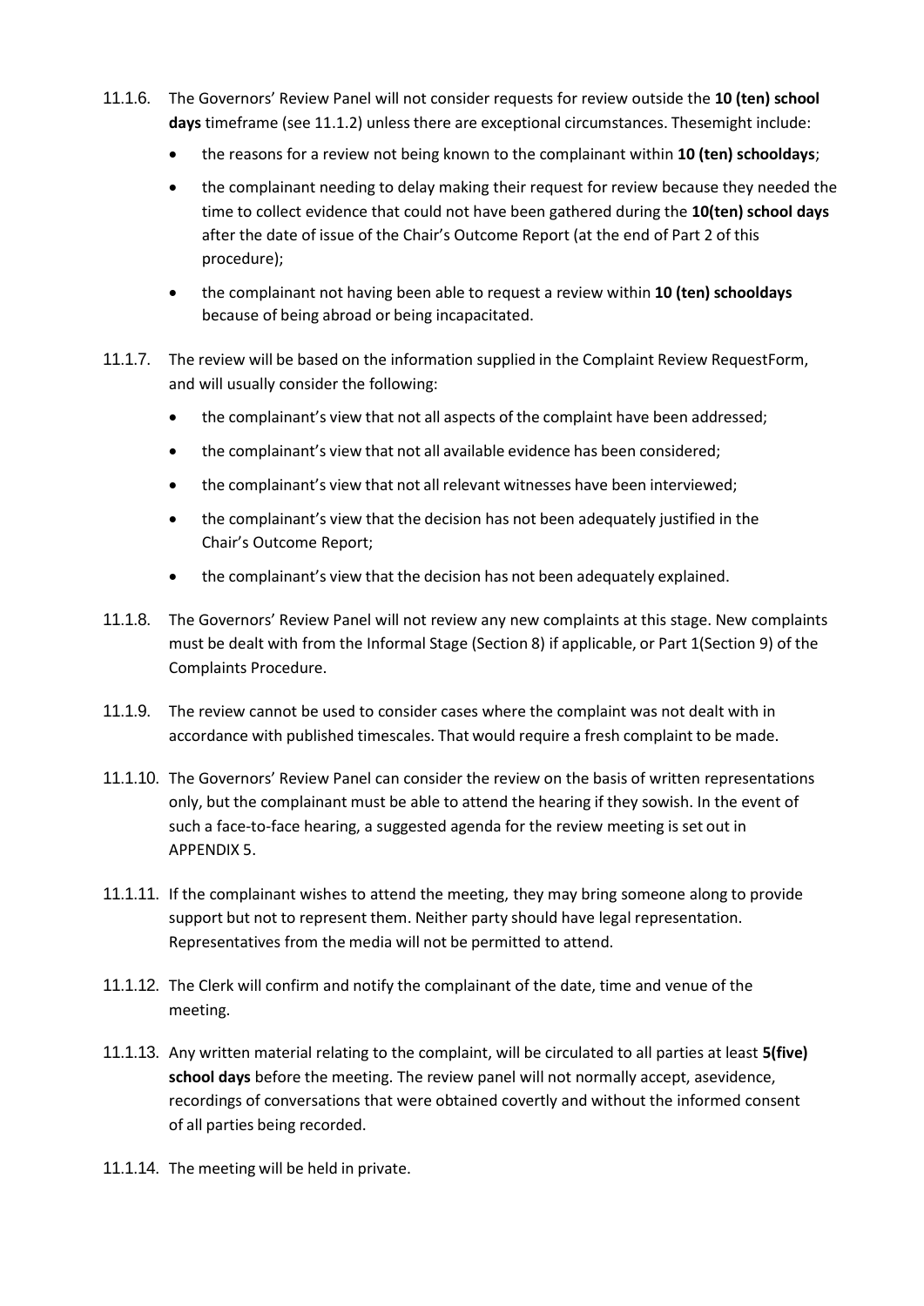11.1.6. The Governors' Review Panel will not consider requests for review outside the **10 (ten) school days** timeframe (see 11.1.2) unless there are exceptional circumstances. Thesemight include:

- the reasons for a review not being known to the complainant within **10 (ten) schooldays**;
- the complainant needing to delay making their request for review because they needed the time to collect evidence that could not have been gathered during the **10(ten) school days** after the date of issue of the Chair's Outcome Report (at the end of Part 2 of this procedure);
- the complainant not having been able to request a review within **10 (ten) schooldays** because of being abroad or being incapacitated.

11.1.7. The review will be based on the information supplied in the Complaint Review RequestForm, and will usually consider the following:

- the complainant's view that not all aspects of the complaint have been addressed;
- the complainant's view that not all available evidence has been considered;
- the complainant's view that not all relevant witnesses have been interviewed;
- the complainant's view that the decision has not been adequately justified in the Chair's Outcome Report;
- the complainant's view that the decision has not been adequately explained.

11.1.8. The Governors' Review Panel will not review any new complaints at this stage. New complaints must be dealt with from the Informal Stage (Section 8) if applicable, or Part 1(Section 9) of the Complaints Procedure.

11.1.9. The review cannot be used to consider cases where the complaint was not dealt with in accordance with published timescales. That would require a fresh complaint to be made.

11.1.10. The Governors' Review Panel can consider the review on the basis of written representations only, but the complainant must be able to attend the hearing if they sowish. In the event of such a face-to-face hearing, a suggested agenda for the review meeting is set out in APPENDIX 5.

11.1.11. If the complainant wishes to attend the meeting, they may bring someone along to provide support but not to represent them. Neither party should have legal representation. Representatives from the media will not be permitted to attend.

11.1.12. The Clerk will confirm and notify the complainant of the date, time and venue of the meeting.

11.1.13. Any written material relating to the complaint, will be circulated to all parties at least **5(five) school days** before the meeting. The review panel will not normally accept, asevidence, recordings of conversations that were obtained covertly and without the informed consent of all parties being recorded.

11.1.14. The meeting will be held in private.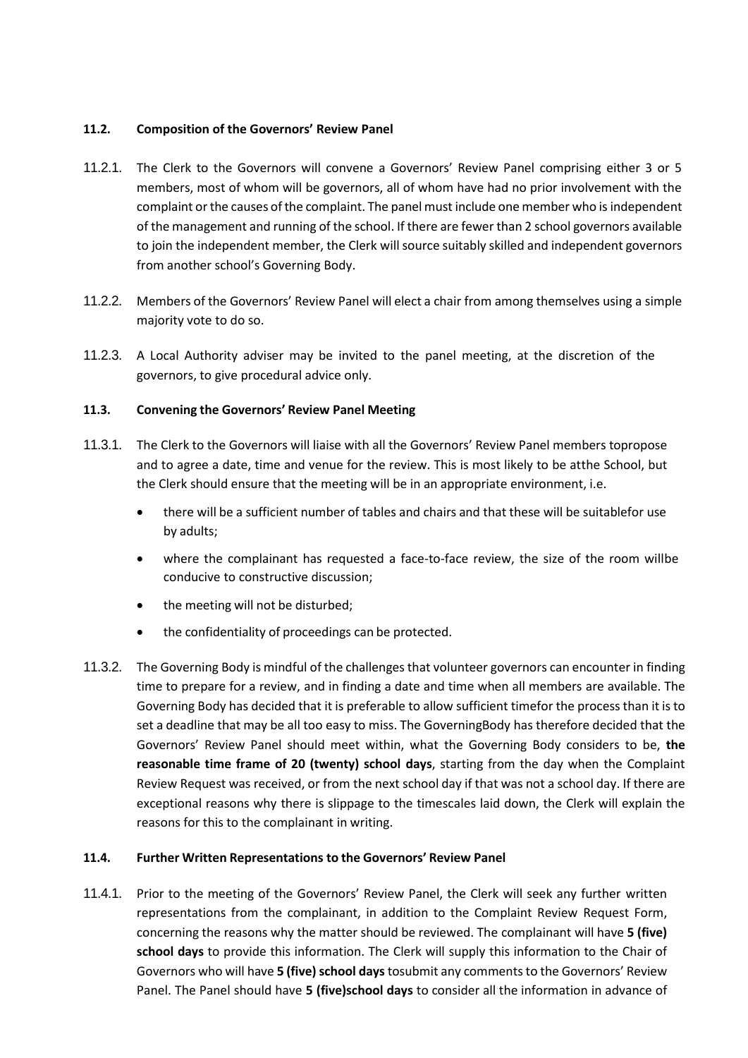### 11.2. Composition of the Governors' Review Panel

11.2.1. The Clerk to the Governors will convene a Governors' Review Panel comprising either 3 or 5 members, most of whom will be governors, all of whom have had no prior involvement with the complaint or the causes of the complaint. The panel must include one member who is independent of the management and running of the school. If there are fewer than 2 school governors available to join the independent member, the Clerk will source suitably skilled and independent governors from another school's Governing Body.

11.2.2. Members of the Governors' Review Panel will elect a chair from among themselves using a simple majority vote to do so.

11.2.3. A Local Authority adviser may be invited to the panel meeting, at the discretion of the governors, to give procedural advice only.

### 11.3. Convening the Governors' Review Panel Meeting

11.3.1. The Clerk to the Governors will liaise with all the Governors' Review Panel members topropose and to agree a date, time and venue for the review. This is most likely to be atthe School, but the Clerk should ensure that the meeting will be in an appropriate environment, i.e.

- there will be a sufficient number of tables and chairs and that these will be suitablefor use by adults;
- where the complainant has requested a face-to-face review, the size of the room willbe conducive to constructive discussion;
- the meeting will not be disturbed;
- the confidentiality of proceedings can be protected.

11.3.2. The Governing Body is mindful of the challenges that volunteer governors can encounter in finding time to prepare for a review, and in finding a date and time when all members are available. The Governing Body has decided that it is preferable to allow sufficient timefor the process than it is to set a deadline that may be all too easy to miss. The GoverningBody has therefore decided that the Governors' Review Panel should meet within, what the Governing Body considers to be, **the reasonable time frame of 20 (twenty) school days**, starting from the day when the Complaint Review Request was received, or from the next school day if that was not a school day. If there are exceptional reasons why there is slippage to the timescales laid down, the Clerk will explain the reasons for this to the complainant in writing.

### 11.4. Further Written Representations to the Governors' Review Panel

11.4.1. Prior to the meeting of the Governors' Review Panel, the Clerk will seek any further written representations from the complainant, in addition to the Complaint Review Request Form, concerning the reasons why the matter should be reviewed. The complainant will have **5 (five) school days** to provide this information. The Clerk will supply this information to the Chair of Governors who will have **5 (five) school days** tosubmit any comments to the Governors' Review Panel. The Panel should have **5 (five)school days** to consider all the information in advance of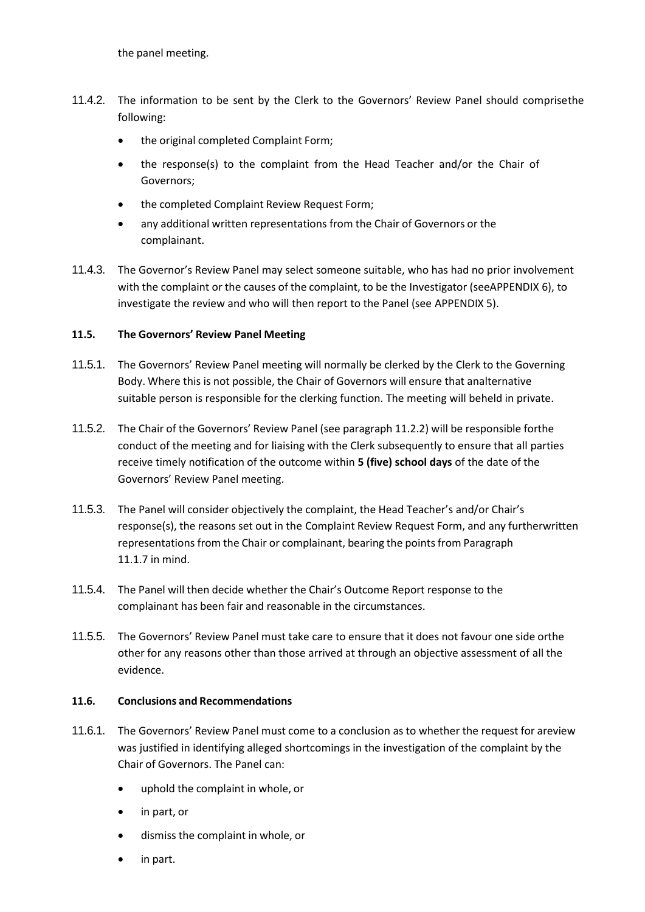the panel meeting.

11.4.2. The information to be sent by the Clerk to the Governors' Review Panel should comprisethe following:

- the original completed Complaint Form;
- the response(s) to the complaint from the Head Teacher and/or the Chair of Governors;
- the completed Complaint Review Request Form;
- any additional written representations from the Chair of Governors or the complainant.

11.4.3. The Governor's Review Panel may select someone suitable, who has had no prior involvement with the complaint or the causes of the complaint, to be the Investigator (seeAPPENDIX 6), to investigate the review and who will then report to the Panel (see APPENDIX 5).

### 11.5. The Governors' Review Panel Meeting

11.5.1. The Governors' Review Panel meeting will normally be clerked by the Clerk to the Governing Body. Where this is not possible, the Chair of Governors will ensure that analternative suitable person is responsible for the clerking function. The meeting will beheld in private.

11.5.2. The Chair of the Governors' Review Panel (see paragraph 11.2.2) will be responsible forthe conduct of the meeting and for liaising with the Clerk subsequently to ensure that all parties receive timely notification of the outcome within **5 (five) school days** of the date of the Governors' Review Panel meeting.

11.5.3. The Panel will consider objectively the complaint, the Head Teacher's and/or Chair's response(s), the reasons set out in the Complaint Review Request Form, and any furtherwritten representations from the Chair or complainant, bearing the points from Paragraph 11.1.7 in mind.

11.5.4. The Panel will then decide whether the Chair's Outcome Report response to the complainant has been fair and reasonable in the circumstances.

11.5.5. The Governors' Review Panel must take care to ensure that it does not favour one side orthe other for any reasons other than those arrived at through an objective assessment of all the evidence.

### 11.6. Conclusions and Recommendations

11.6.1. The Governors' Review Panel must come to a conclusion as to whether the request for areview was justified in identifying alleged shortcomings in the investigation of the complaint by the Chair of Governors. The Panel can:

- uphold the complaint in whole, or
- in part, or
- dismiss the complaint in whole, or
- in part.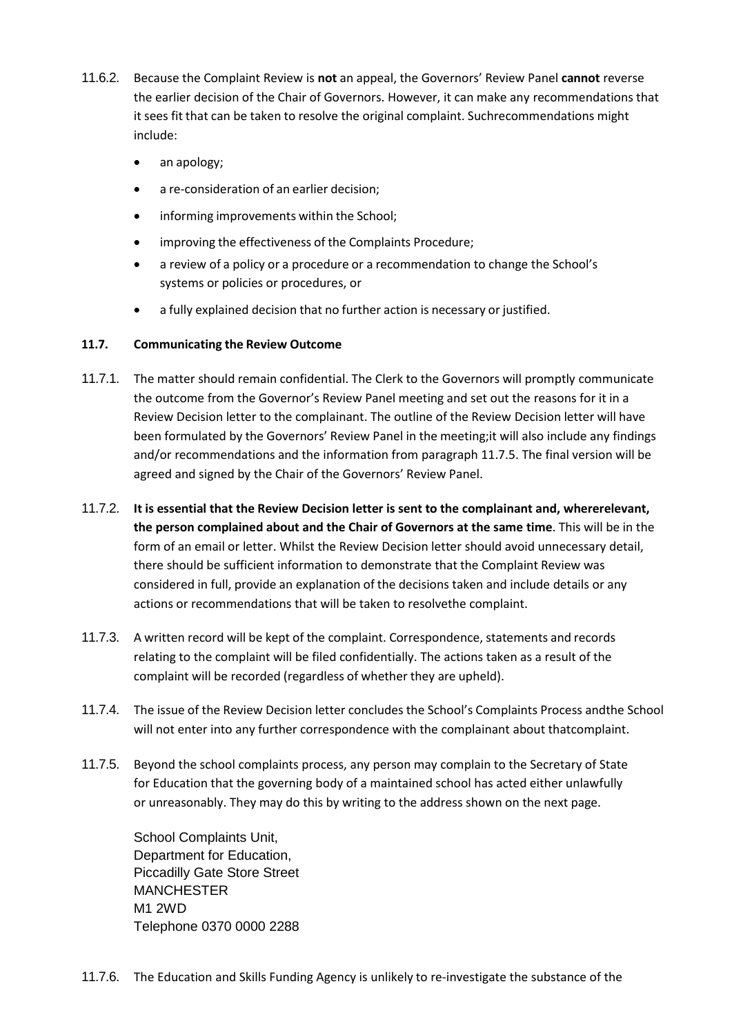11.6.2. Because the Complaint Review is **not** an appeal, the Governors' Review Panel **cannot** reverse the earlier decision of the Chair of Governors. However, it can make any recommendations that it sees fit that can be taken to resolve the original complaint. Suchrecommendations might include:

- an apology;
- a re-consideration of an earlier decision;
- informing improvements within the School;
- improving the effectiveness of the Complaints Procedure;
- a review of a policy or a procedure or a recommendation to change the School's systems or policies or procedures, or
- a fully explained decision that no further action is necessary or justified.

**11.7. Communicating the Review Outcome**

11.7.1. The matter should remain confidential. The Clerk to the Governors will promptly communicate the outcome from the Governor's Review Panel meeting and set out the reasons for it in a Review Decision letter to the complainant. The outline of the Review Decision letter will have been formulated by the Governors' Review Panel in the meeting;it will also include any findings and/or recommendations and the information from paragraph 11.7.5. The final version will be agreed and signed by the Chair of the Governors' Review Panel.

11.7.2. **It is essential that the Review Decision letter is sent to the complainant and, wherererelevant, the person complained about and the Chair of Governors at the same time**. This will be in the form of an email or letter. Whilst the Review Decision letter should avoid unnecessary detail, there should be sufficient information to demonstrate that the Complaint Review was considered in full, provide an explanation of the decisions taken and include details or any actions or recommendations that will be taken to resolvethe complaint.

11.7.3. A written record will be kept of the complaint. Correspondence, statements and records relating to the complaint will be filed confidentially. The actions taken as a result of the complaint will be recorded (regardless of whether they are upheld).

11.7.4. The issue of the Review Decision letter concludes the School's Complaints Process andthe School will not enter into any further correspondence with the complainant about thatcomplaint.

11.7.5. Beyond the school complaints process, any person may complain to the Secretary of State for Education that the governing body of a maintained school has acted either unlawfully or unreasonably. They may do this by writing to the address shown on the next page.

School Complaints Unit,
Department for Education,
Piccadilly Gate Store Street
MANCHESTER
M1 2WD
Telephone 0370 0000 2288

11.7.6. The Education and Skills Funding Agency is unlikely to re-investigate the substance of the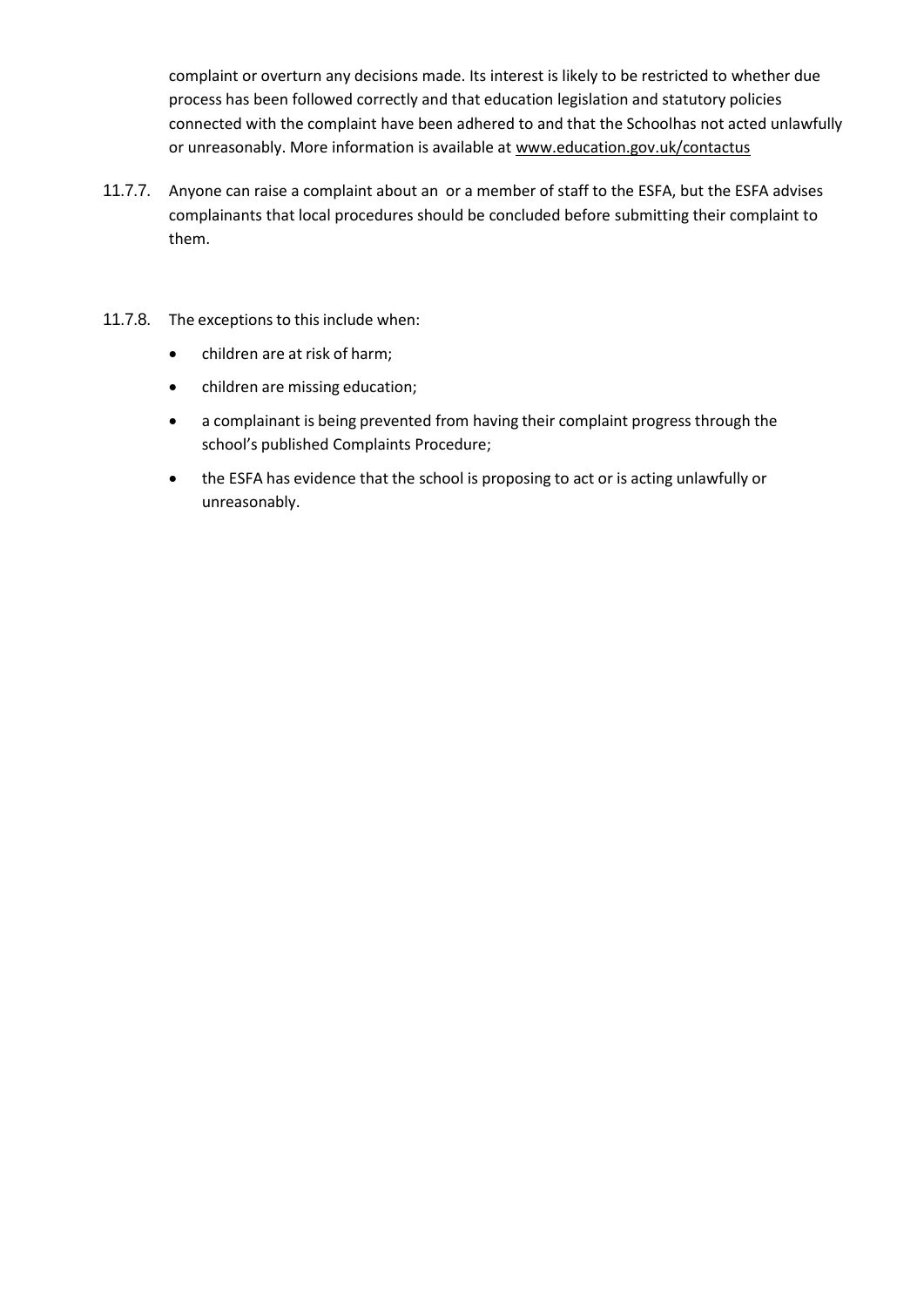complaint or overturn any decisions made. Its interest is likely to be restricted to whether due process has been followed correctly and that education legislation and statutory policies connected with the complaint have been adhered to and that the Schoolhas not acted unlawfully or unreasonably. More information is available at www.education.gov.uk/contactus

11.7.7. Anyone can raise a complaint about an  or a member of staff to the ESFA, but the ESFA advises complainants that local procedures should be concluded before submitting their complaint to them.

11.7.8. The exceptions to this include when:

- children are at risk of harm;
- children are missing education;
- a complainant is being prevented from having their complaint progress through the school's published Complaints Procedure;
- the ESFA has evidence that the school is proposing to act or is acting unlawfully or unreasonably.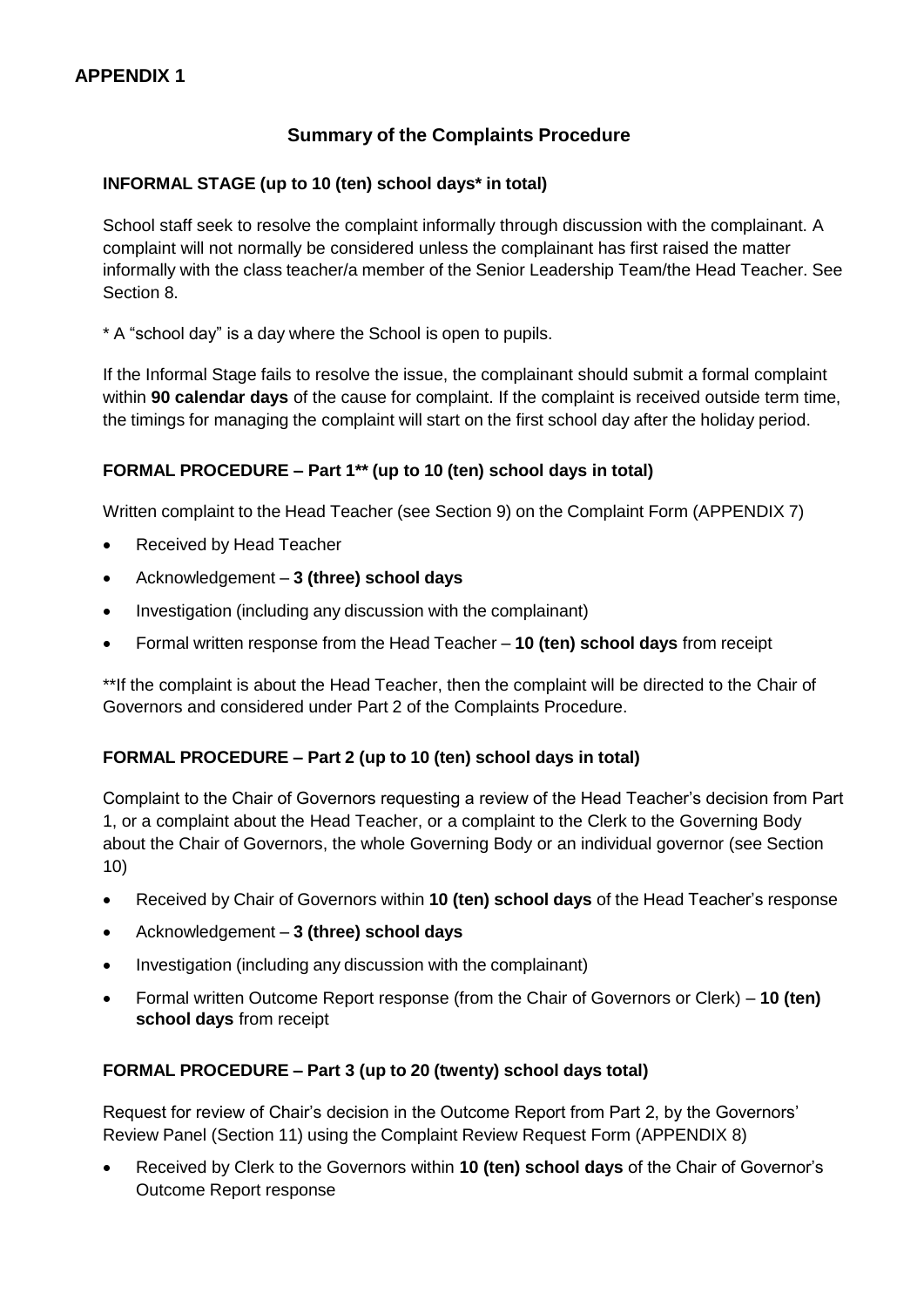## APPENDIX 1

### Summary of the Complaints Procedure

**INFORMAL STAGE (up to 10 (ten) school days* in total)**

School staff seek to resolve the complaint informally through discussion with the complainant. A complaint will not normally be considered unless the complainant has first raised the matter informally with the class teacher/a member of the Senior Leadership Team/the Head Teacher. See Section 8.

* A “school day” is a day where the School is open to pupils.

If the Informal Stage fails to resolve the issue, the complainant should submit a formal complaint within **90 calendar days** of the cause for complaint. If the complaint is received outside term time, the timings for managing the complaint will start on the first school day after the holiday period.

**FORMAL PROCEDURE – Part 1** (up to 10 (ten) school days in total)**

Written complaint to the Head Teacher (see Section 9) on the Complaint Form (APPENDIX 7)

- Received by Head Teacher
- Acknowledgement – **3 (three) school days**
- Investigation (including any discussion with the complainant)
- Formal written response from the Head Teacher – **10 (ten) school days** from receipt

**If the complaint is about the Head Teacher, then the complaint will be directed to the Chair of Governors and considered under Part 2 of the Complaints Procedure.

**FORMAL PROCEDURE – Part 2 (up to 10 (ten) school days in total)**

Complaint to the Chair of Governors requesting a review of the Head Teacher’s decision from Part 1, or a complaint about the Head Teacher, or a complaint to the Clerk to the Governing Body about the Chair of Governors, the whole Governing Body or an individual governor (see Section 10)

- Received by Chair of Governors within **10 (ten) school days** of the Head Teacher’s response
- Acknowledgement – **3 (three) school days**
- Investigation (including any discussion with the complainant)
- Formal written Outcome Report response (from the Chair of Governors or Clerk) – **10 (ten) school days** from receipt

**FORMAL PROCEDURE – Part 3 (up to 20 (twenty) school days total)**

Request for review of Chair’s decision in the Outcome Report from Part 2, by the Governors’ Review Panel (Section 11) using the Complaint Review Request Form (APPENDIX 8)

- Received by Clerk to the Governors within **10 (ten) school days** of the Chair of Governor’s Outcome Report response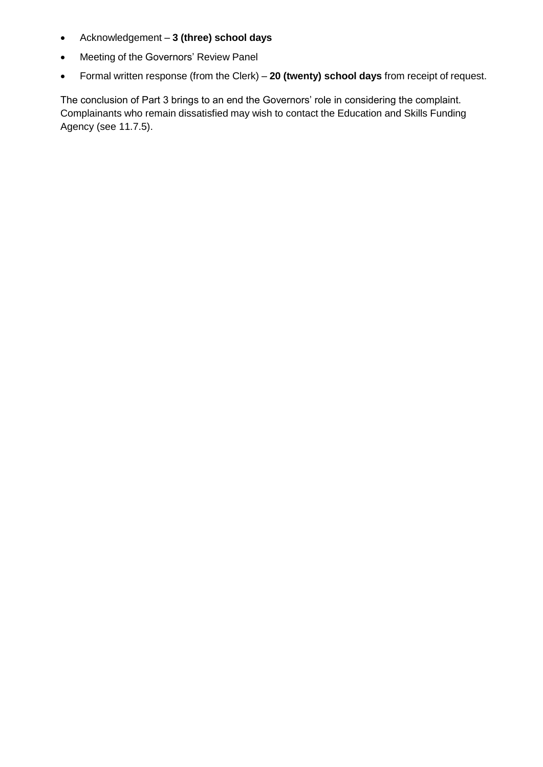- Acknowledgement – **3 (three) school days**
- Meeting of the Governors' Review Panel
- Formal written response (from the Clerk) – **20 (twenty) school days** from receipt of request.

The conclusion of Part 3 brings to an end the Governors' role in considering the complaint. Complainants who remain dissatisfied may wish to contact the Education and Skills Funding Agency (see 11.7.5).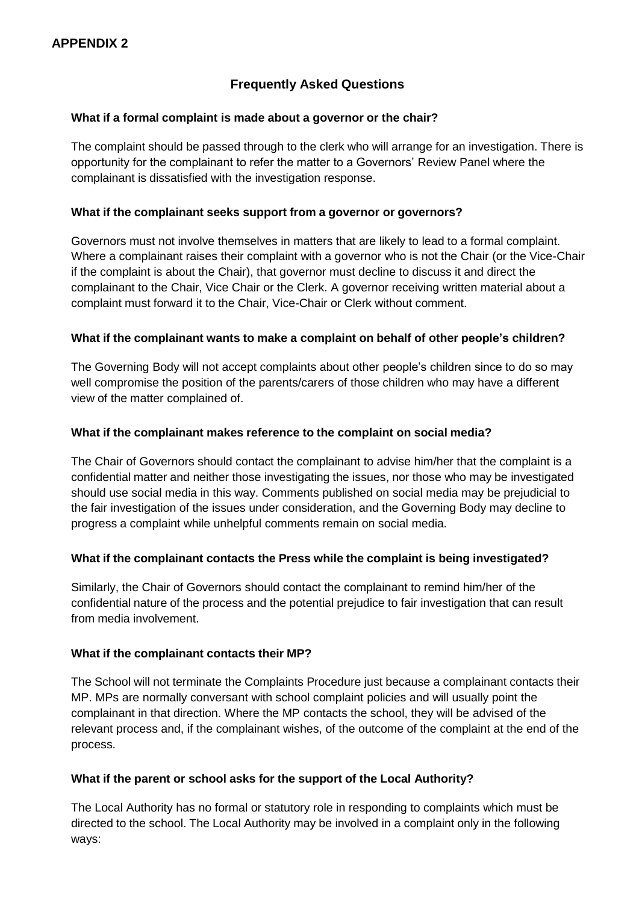## APPENDIX 2

### Frequently Asked Questions

**What if a formal complaint is made about a governor or the chair?**

The complaint should be passed through to the clerk who will arrange for an investigation. There is opportunity for the complainant to refer the matter to a Governors' Review Panel where the complainant is dissatisfied with the investigation response.

**What if the complainant seeks support from a governor or governors?**

Governors must not involve themselves in matters that are likely to lead to a formal complaint. Where a complainant raises their complaint with a governor who is not the Chair (or the Vice-Chair if the complaint is about the Chair), that governor must decline to discuss it and direct the complainant to the Chair, Vice Chair or the Clerk. A governor receiving written material about a complaint must forward it to the Chair, Vice-Chair or Clerk without comment.

**What if the complainant wants to make a complaint on behalf of other people's children?**

The Governing Body will not accept complaints about other people's children since to do so may well compromise the position of the parents/carers of those children who may have a different view of the matter complained of.

**What if the complainant makes reference to the complaint on social media?**

The Chair of Governors should contact the complainant to advise him/her that the complaint is a confidential matter and neither those investigating the issues, nor those who may be investigated should use social media in this way. Comments published on social media may be prejudicial to the fair investigation of the issues under consideration, and the Governing Body may decline to progress a complaint while unhelpful comments remain on social media.

**What if the complainant contacts the Press while the complaint is being investigated?**

Similarly, the Chair of Governors should contact the complainant to remind him/her of the confidential nature of the process and the potential prejudice to fair investigation that can result from media involvement.

**What if the complainant contacts their MP?**

The School will not terminate the Complaints Procedure just because a complainant contacts their MP. MPs are normally conversant with school complaint policies and will usually point the complainant in that direction. Where the MP contacts the school, they will be advised of the relevant process and, if the complainant wishes, of the outcome of the complaint at the end of the process.

**What if the parent or school asks for the support of the Local Authority?**

The Local Authority has no formal or statutory role in responding to complaints which must be directed to the school. The Local Authority may be involved in a complaint only in the following ways: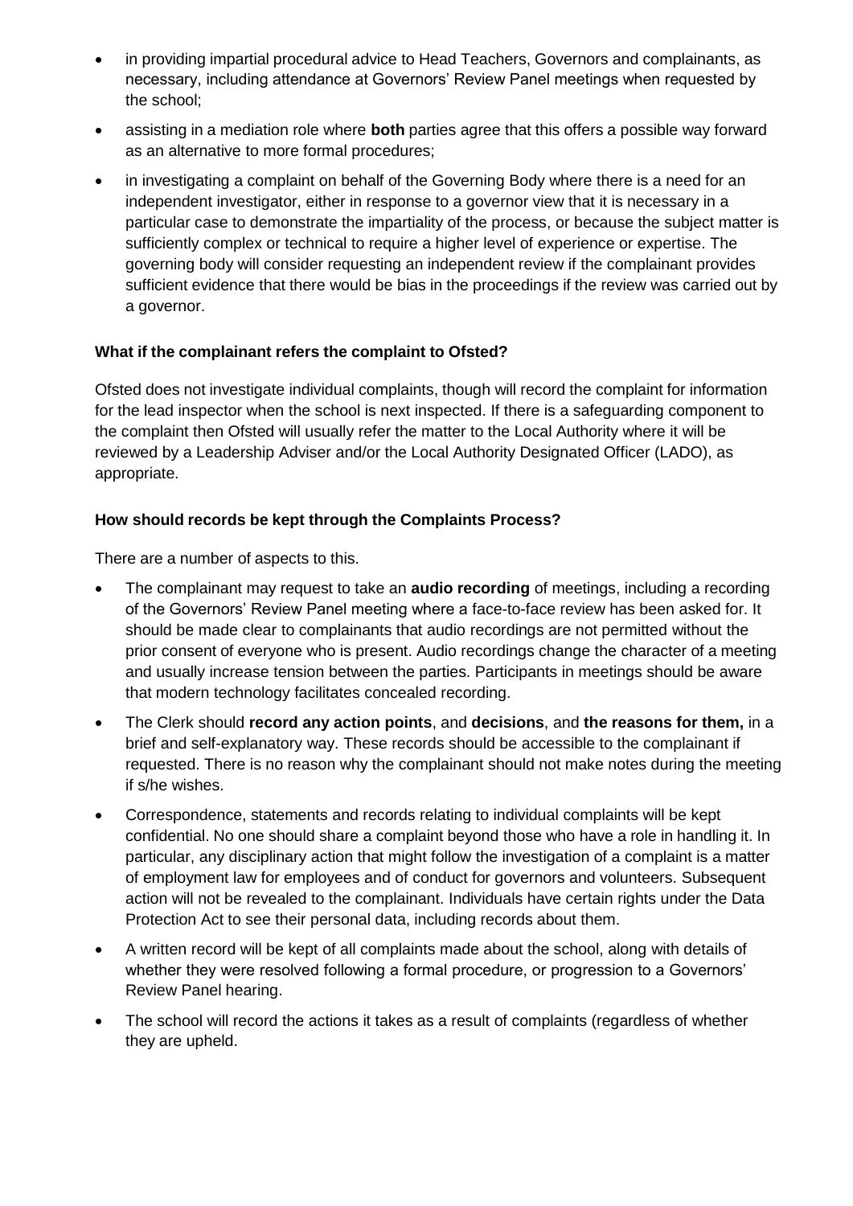- in providing impartial procedural advice to Head Teachers, Governors and complainants, as necessary, including attendance at Governors' Review Panel meetings when requested by the school;
- assisting in a mediation role where **both** parties agree that this offers a possible way forward as an alternative to more formal procedures;
- in investigating a complaint on behalf of the Governing Body where there is a need for an independent investigator, either in response to a governor view that it is necessary in a particular case to demonstrate the impartiality of the process, or because the subject matter is sufficiently complex or technical to require a higher level of experience or expertise. The governing body will consider requesting an independent review if the complainant provides sufficient evidence that there would be bias in the proceedings if the review was carried out by a governor.

**What if the complainant refers the complaint to Ofsted?**

Ofsted does not investigate individual complaints, though will record the complaint for information for the lead inspector when the school is next inspected. If there is a safeguarding component to the complaint then Ofsted will usually refer the matter to the Local Authority where it will be reviewed by a Leadership Adviser and/or the Local Authority Designated Officer (LADO), as appropriate.

**How should records be kept through the Complaints Process?**

There are a number of aspects to this.

- The complainant may request to take an **audio recording** of meetings, including a recording of the Governors' Review Panel meeting where a face-to-face review has been asked for. It should be made clear to complainants that audio recordings are not permitted without the prior consent of everyone who is present. Audio recordings change the character of a meeting and usually increase tension between the parties. Participants in meetings should be aware that modern technology facilitates concealed recording.
- The Clerk should **record any action points**, and **decisions**, and **the reasons for them,** in a brief and self-explanatory way. These records should be accessible to the complainant if requested. There is no reason why the complainant should not make notes during the meeting if s/he wishes.
- Correspondence, statements and records relating to individual complaints will be kept confidential. No one should share a complaint beyond those who have a role in handling it. In particular, any disciplinary action that might follow the investigation of a complaint is a matter of employment law for employees and of conduct for governors and volunteers. Subsequent action will not be revealed to the complainant. Individuals have certain rights under the Data Protection Act to see their personal data, including records about them.
- A written record will be kept of all complaints made about the school, along with details of whether they were resolved following a formal procedure, or progression to a Governors' Review Panel hearing.
- The school will record the actions it takes as a result of complaints (regardless of whether they are upheld.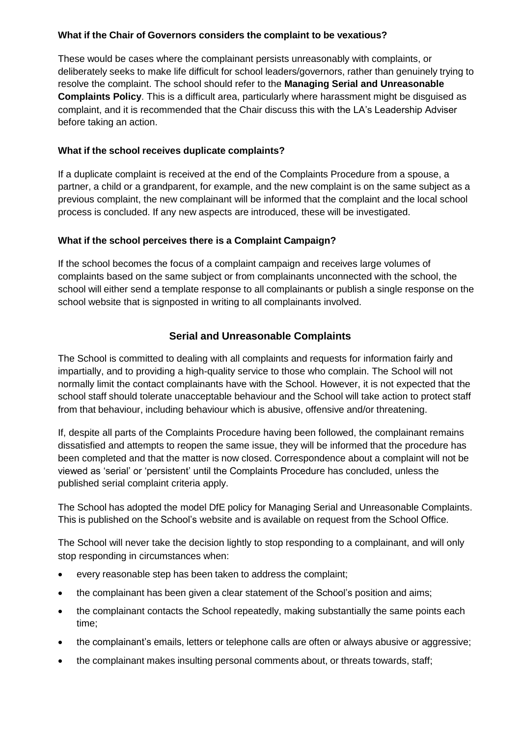**What if the Chair of Governors considers the complaint to be vexatious?**

These would be cases where the complainant persists unreasonably with complaints, or deliberately seeks to make life difficult for school leaders/governors, rather than genuinely trying to resolve the complaint. The school should refer to the **Managing Serial and Unreasonable Complaints Policy**. This is a difficult area, particularly where harassment might be disguised as complaint, and it is recommended that the Chair discuss this with the LA's Leadership Adviser before taking an action.

**What if the school receives duplicate complaints?**

If a duplicate complaint is received at the end of the Complaints Procedure from a spouse, a partner, a child or a grandparent, for example, and the new complaint is on the same subject as a previous complaint, the new complainant will be informed that the complaint and the local school process is concluded. If any new aspects are introduced, these will be investigated.

**What if the school perceives there is a Complaint Campaign?**

If the school becomes the focus of a complaint campaign and receives large volumes of complaints based on the same subject or from complainants unconnected with the school, the school will either send a template response to all complainants or publish a single response on the school website that is signposted in writing to all complainants involved.

## Serial and Unreasonable Complaints

The School is committed to dealing with all complaints and requests for information fairly and impartially, and to providing a high-quality service to those who complain. The School will not normally limit the contact complainants have with the School. However, it is not expected that the school staff should tolerate unacceptable behaviour and the School will take action to protect staff from that behaviour, including behaviour which is abusive, offensive and/or threatening.

If, despite all parts of the Complaints Procedure having been followed, the complainant remains dissatisfied and attempts to reopen the same issue, they will be informed that the procedure has been completed and that the matter is now closed. Correspondence about a complaint will not be viewed as 'serial' or 'persistent' until the Complaints Procedure has concluded, unless the published serial complaint criteria apply.

The School has adopted the model DfE policy for Managing Serial and Unreasonable Complaints. This is published on the School's website and is available on request from the School Office.

The School will never take the decision lightly to stop responding to a complainant, and will only stop responding in circumstances when:

- every reasonable step has been taken to address the complaint;
- the complainant has been given a clear statement of the School's position and aims;
- the complainant contacts the School repeatedly, making substantially the same points each time;
- the complainant's emails, letters or telephone calls are often or always abusive or aggressive;
- the complainant makes insulting personal comments about, or threats towards, staff;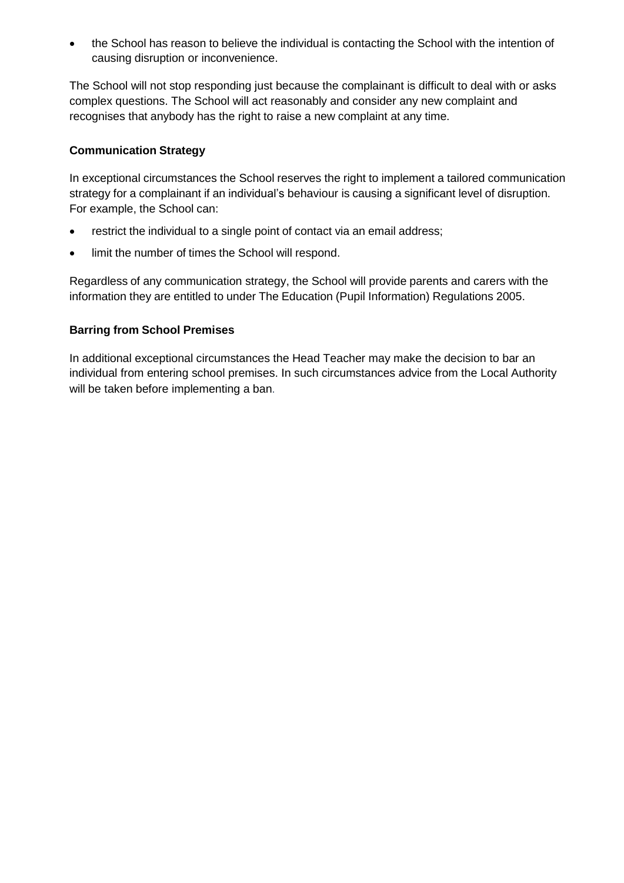- the School has reason to believe the individual is contacting the School with the intention of causing disruption or inconvenience.

The School will not stop responding just because the complainant is difficult to deal with or asks complex questions. The School will act reasonably and consider any new complaint and recognises that anybody has the right to raise a new complaint at any time.

**Communication Strategy**

In exceptional circumstances the School reserves the right to implement a tailored communication strategy for a complainant if an individual's behaviour is causing a significant level of disruption. For example, the School can:

- restrict the individual to a single point of contact via an email address;
- limit the number of times the School will respond.

Regardless of any communication strategy, the School will provide parents and carers with the information they are entitled to under The Education (Pupil Information) Regulations 2005.

**Barring from School Premises**

In additional exceptional circumstances the Head Teacher may make the decision to bar an individual from entering school premises. In such circumstances advice from the Local Authority will be taken before implementing a ban.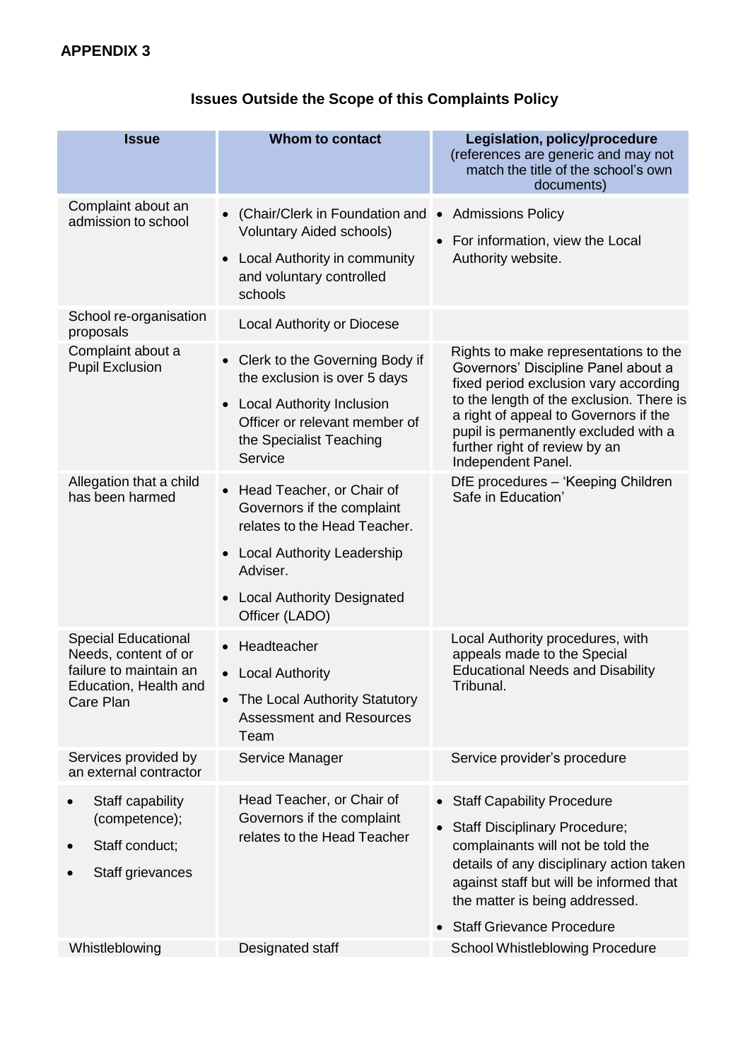**APPENDIX 3**

## Issues Outside the Scope of this Complaints Policy

| Issue | Whom to contact | Legislation, policy/procedure (references are generic and may not match the title of the school's own documents) |
|---|---|---|
| Complaint about an admission to school | • (Chair/Clerk in Foundation and Voluntary Aided schools)<br>• Local Authority in community and voluntary controlled schools | • Admissions Policy<br>• For information, view the Local Authority website. |
| School re-organisation proposals | Local Authority or Diocese | |
| Complaint about a Pupil Exclusion | • Clerk to the Governing Body if the exclusion is over 5 days<br>• Local Authority Inclusion Officer or relevant member of the Specialist Teaching Service | Rights to make representations to the Governors' Discipline Panel about a fixed period exclusion vary according to the length of the exclusion. There is a right of appeal to Governors if the pupil is permanently excluded with a further right of review by an Independent Panel. |
| Allegation that a child has been harmed | • Head Teacher, or Chair of Governors if the complaint relates to the Head Teacher.<br>• Local Authority Leadership Adviser.<br>• Local Authority Designated Officer (LADO) | DfE procedures – 'Keeping Children Safe in Education' |
| Special Educational Needs, content of or failure to maintain an Education, Health and Care Plan | • Headteacher<br>• Local Authority<br>• The Local Authority Statutory Assessment and Resources Team | Local Authority procedures, with appeals made to the Special Educational Needs and Disability Tribunal. |
| Services provided by an external contractor | Service Manager | Service provider's procedure |
| • Staff capability (competence);<br>• Staff conduct;<br>• Staff grievances | Head Teacher, or Chair of Governors if the complaint relates to the Head Teacher | • Staff Capability Procedure<br>• Staff Disciplinary Procedure; complainants will not be told the details of any disciplinary action taken against staff but will be informed that the matter is being addressed.<br>• Staff Grievance Procedure |
| Whistleblowing | Designated staff | School Whistleblowing Procedure |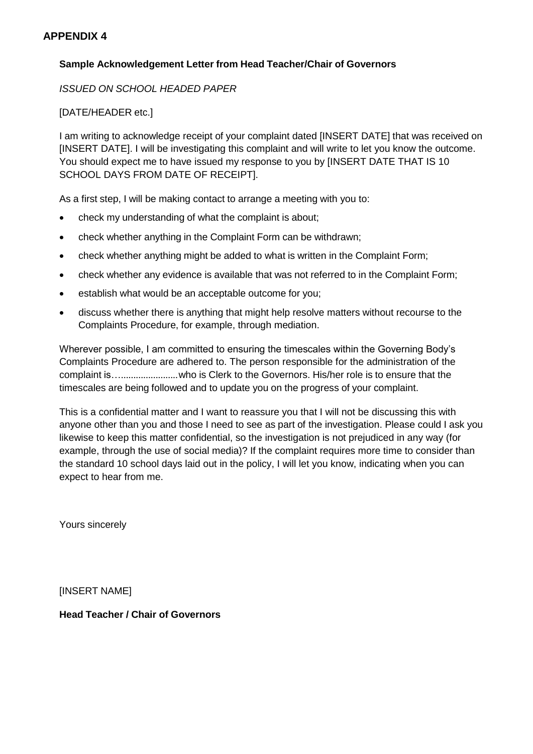## APPENDIX 4

**Sample Acknowledgement Letter from Head Teacher/Chair of Governors**

*ISSUED ON SCHOOL HEADED PAPER*

[DATE/HEADER etc.]

I am writing to acknowledge receipt of your complaint dated [INSERT DATE] that was received on [INSERT DATE]. I will be investigating this complaint and will write to let you know the outcome. You should expect me to have issued my response to you by [INSERT DATE THAT IS 10 SCHOOL DAYS FROM DATE OF RECEIPT].

As a first step, I will be making contact to arrange a meeting with you to:

- check my understanding of what the complaint is about;
- check whether anything in the Complaint Form can be withdrawn;
- check whether anything might be added to what is written in the Complaint Form;
- check whether any evidence is available that was not referred to in the Complaint Form;
- establish what would be an acceptable outcome for you;
- discuss whether there is anything that might help resolve matters without recourse to the Complaints Procedure, for example, through mediation.

Wherever possible, I am committed to ensuring the timescales within the Governing Body's Complaints Procedure are adhered to. The person responsible for the administration of the complaint is…......................who is Clerk to the Governors. His/her role is to ensure that the timescales are being followed and to update you on the progress of your complaint.

This is a confidential matter and I want to reassure you that I will not be discussing this with anyone other than you and those I need to see as part of the investigation. Please could I ask you likewise to keep this matter confidential, so the investigation is not prejudiced in any way (for example, through the use of social media)? If the complaint requires more time to consider than the standard 10 school days laid out in the policy, I will let you know, indicating when you can expect to hear from me.

Yours sincerely

[INSERT NAME]

**Head Teacher / Chair of Governors**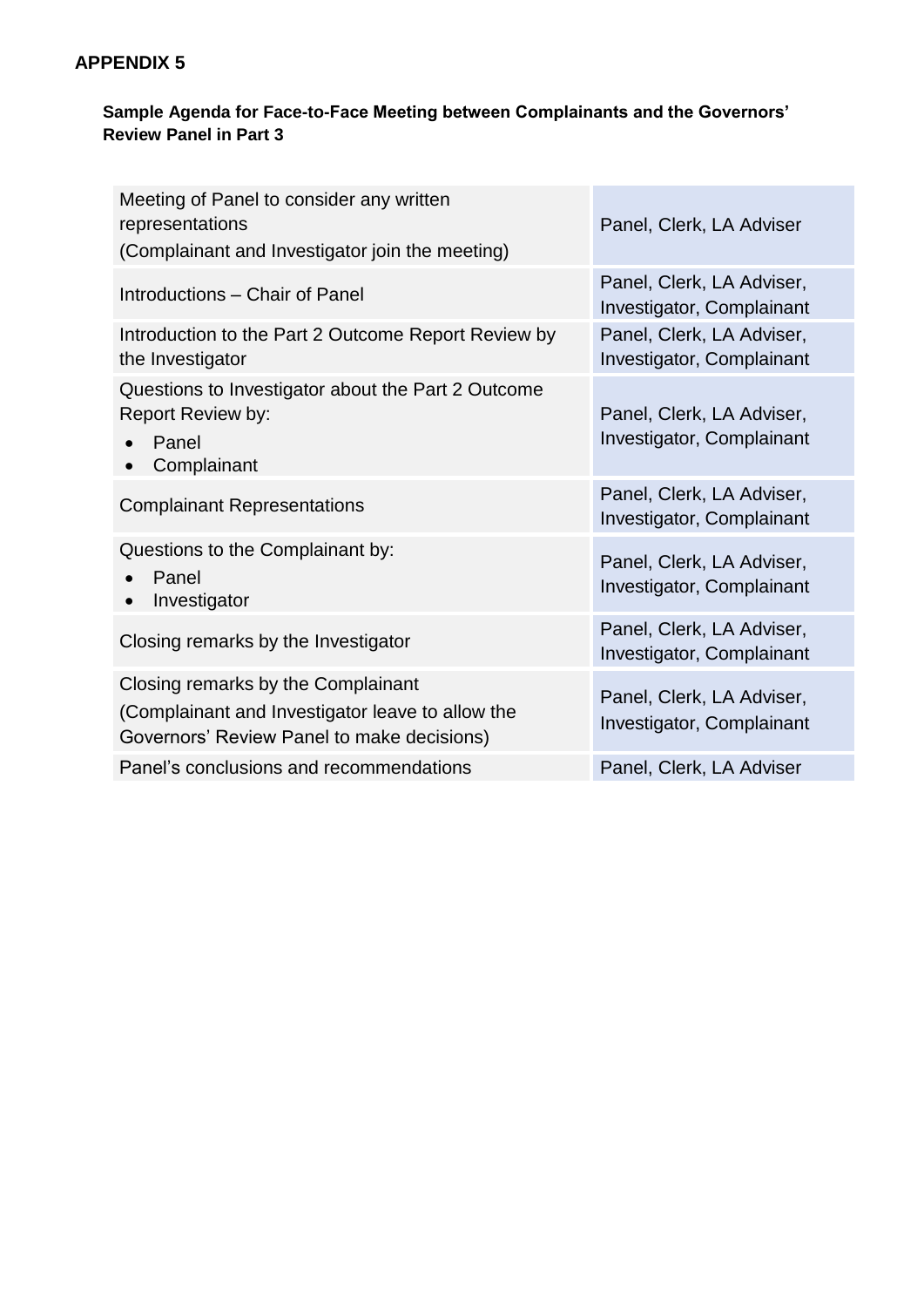# APPENDIX 5

**Sample Agenda for Face-to-Face Meeting between Complainants and the Governors' Review Panel in Part 3**

| | |
|---|---|
| Meeting of Panel to consider any written representations<br>(Complainant and Investigator join the meeting) | Panel, Clerk, LA Adviser |
| Introductions – Chair of Panel | Panel, Clerk, LA Adviser, Investigator, Complainant |
| Introduction to the Part 2 Outcome Report Review by the Investigator | Panel, Clerk, LA Adviser, Investigator, Complainant |
| Questions to Investigator about the Part 2 Outcome Report Review by:<br>• Panel<br>• Complainant | Panel, Clerk, LA Adviser, Investigator, Complainant |
| Complainant Representations | Panel, Clerk, LA Adviser, Investigator, Complainant |
| Questions to the Complainant by:<br>• Panel<br>• Investigator | Panel, Clerk, LA Adviser, Investigator, Complainant |
| Closing remarks by the Investigator | Panel, Clerk, LA Adviser, Investigator, Complainant |
| Closing remarks by the Complainant<br>(Complainant and Investigator leave to allow the Governors' Review Panel to make decisions) | Panel, Clerk, LA Adviser, Investigator, Complainant |
| Panel's conclusions and recommendations | Panel, Clerk, LA Adviser |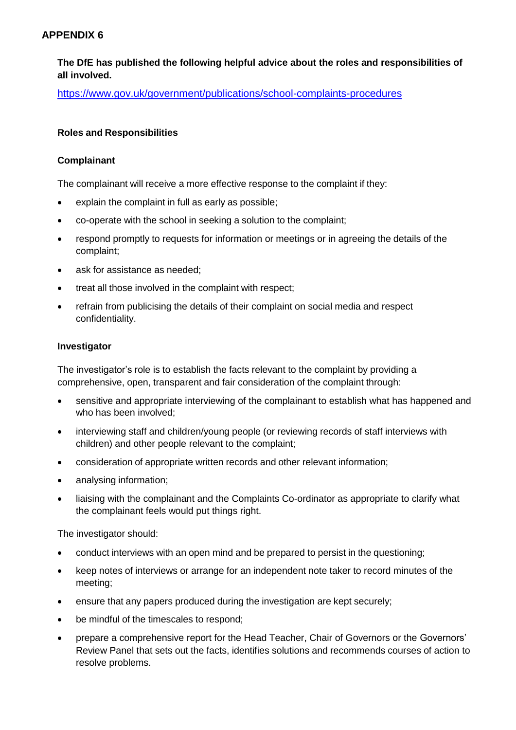## APPENDIX 6

**The DfE has published the following helpful advice about the roles and responsibilities of all involved.**

https://www.gov.uk/government/publications/school-complaints-procedures

### Roles and Responsibilities

#### Complainant

The complainant will receive a more effective response to the complaint if they:

- explain the complaint in full as early as possible;
- co-operate with the school in seeking a solution to the complaint;
- respond promptly to requests for information or meetings or in agreeing the details of the complaint;
- ask for assistance as needed;
- treat all those involved in the complaint with respect;
- refrain from publicising the details of their complaint on social media and respect confidentiality.

#### Investigator

The investigator's role is to establish the facts relevant to the complaint by providing a comprehensive, open, transparent and fair consideration of the complaint through:

- sensitive and appropriate interviewing of the complainant to establish what has happened and who has been involved;
- interviewing staff and children/young people (or reviewing records of staff interviews with children) and other people relevant to the complaint;
- consideration of appropriate written records and other relevant information;
- analysing information;
- liaising with the complainant and the Complaints Co-ordinator as appropriate to clarify what the complainant feels would put things right.

The investigator should:

- conduct interviews with an open mind and be prepared to persist in the questioning;
- keep notes of interviews or arrange for an independent note taker to record minutes of the meeting;
- ensure that any papers produced during the investigation are kept securely;
- be mindful of the timescales to respond;
- prepare a comprehensive report for the Head Teacher, Chair of Governors or the Governors' Review Panel that sets out the facts, identifies solutions and recommends courses of action to resolve problems.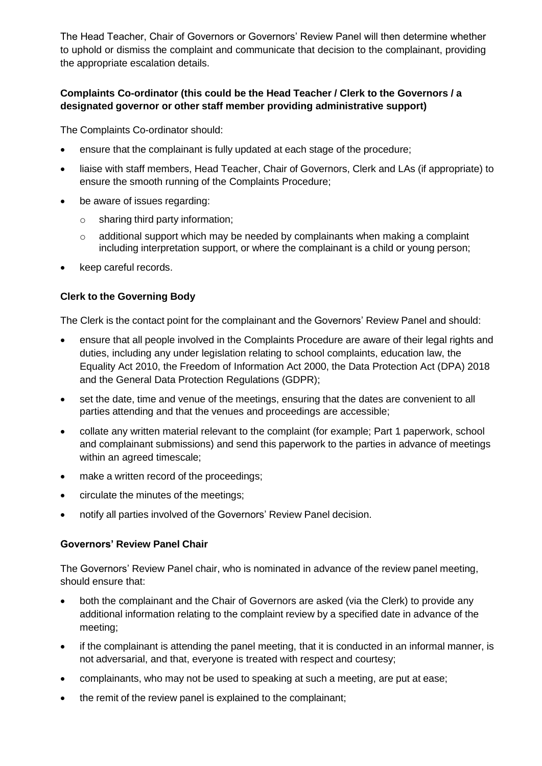The Head Teacher, Chair of Governors or Governors' Review Panel will then determine whether to uphold or dismiss the complaint and communicate that decision to the complainant, providing the appropriate escalation details.

**Complaints Co-ordinator (this could be the Head Teacher / Clerk to the Governors / a designated governor or other staff member providing administrative support)**

The Complaints Co-ordinator should:

- ensure that the complainant is fully updated at each stage of the procedure;
- liaise with staff members, Head Teacher, Chair of Governors, Clerk and LAs (if appropriate) to ensure the smooth running of the Complaints Procedure;
- be aware of issues regarding:
  - sharing third party information;
  - additional support which may be needed by complainants when making a complaint including interpretation support, or where the complainant is a child or young person;
- keep careful records.

**Clerk to the Governing Body**

The Clerk is the contact point for the complainant and the Governors' Review Panel and should:

- ensure that all people involved in the Complaints Procedure are aware of their legal rights and duties, including any under legislation relating to school complaints, education law, the Equality Act 2010, the Freedom of Information Act 2000, the Data Protection Act (DPA) 2018 and the General Data Protection Regulations (GDPR);
- set the date, time and venue of the meetings, ensuring that the dates are convenient to all parties attending and that the venues and proceedings are accessible;
- collate any written material relevant to the complaint (for example; Part 1 paperwork, school and complainant submissions) and send this paperwork to the parties in advance of meetings within an agreed timescale;
- make a written record of the proceedings;
- circulate the minutes of the meetings;
- notify all parties involved of the Governors' Review Panel decision.

**Governors' Review Panel Chair**

The Governors' Review Panel chair, who is nominated in advance of the review panel meeting, should ensure that:

- both the complainant and the Chair of Governors are asked (via the Clerk) to provide any additional information relating to the complaint review by a specified date in advance of the meeting;
- if the complainant is attending the panel meeting, that it is conducted in an informal manner, is not adversarial, and that, everyone is treated with respect and courtesy;
- complainants, who may not be used to speaking at such a meeting, are put at ease;
- the remit of the review panel is explained to the complainant;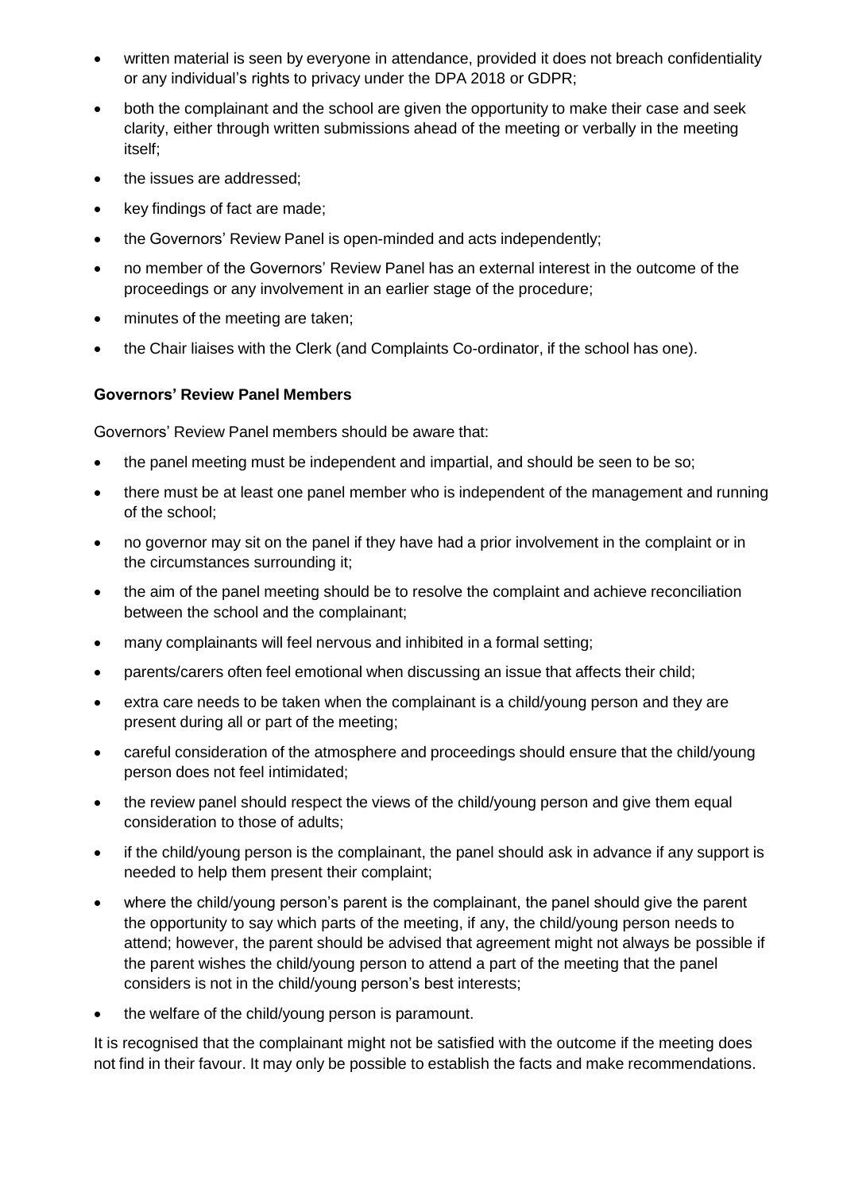- written material is seen by everyone in attendance, provided it does not breach confidentiality or any individual's rights to privacy under the DPA 2018 or GDPR;
- both the complainant and the school are given the opportunity to make their case and seek clarity, either through written submissions ahead of the meeting or verbally in the meeting itself;
- the issues are addressed;
- key findings of fact are made;
- the Governors' Review Panel is open-minded and acts independently;
- no member of the Governors' Review Panel has an external interest in the outcome of the proceedings or any involvement in an earlier stage of the procedure;
- minutes of the meeting are taken;
- the Chair liaises with the Clerk (and Complaints Co-ordinator, if the school has one).

**Governors' Review Panel Members**

Governors' Review Panel members should be aware that:

- the panel meeting must be independent and impartial, and should be seen to be so;
- there must be at least one panel member who is independent of the management and running of the school;
- no governor may sit on the panel if they have had a prior involvement in the complaint or in the circumstances surrounding it;
- the aim of the panel meeting should be to resolve the complaint and achieve reconciliation between the school and the complainant;
- many complainants will feel nervous and inhibited in a formal setting;
- parents/carers often feel emotional when discussing an issue that affects their child;
- extra care needs to be taken when the complainant is a child/young person and they are present during all or part of the meeting;
- careful consideration of the atmosphere and proceedings should ensure that the child/young person does not feel intimidated;
- the review panel should respect the views of the child/young person and give them equal consideration to those of adults;
- if the child/young person is the complainant, the panel should ask in advance if any support is needed to help them present their complaint;
- where the child/young person's parent is the complainant, the panel should give the parent the opportunity to say which parts of the meeting, if any, the child/young person needs to attend; however, the parent should be advised that agreement might not always be possible if the parent wishes the child/young person to attend a part of the meeting that the panel considers is not in the child/young person's best interests;
- the welfare of the child/young person is paramount.

It is recognised that the complainant might not be satisfied with the outcome if the meeting does not find in their favour. It may only be possible to establish the facts and make recommendations.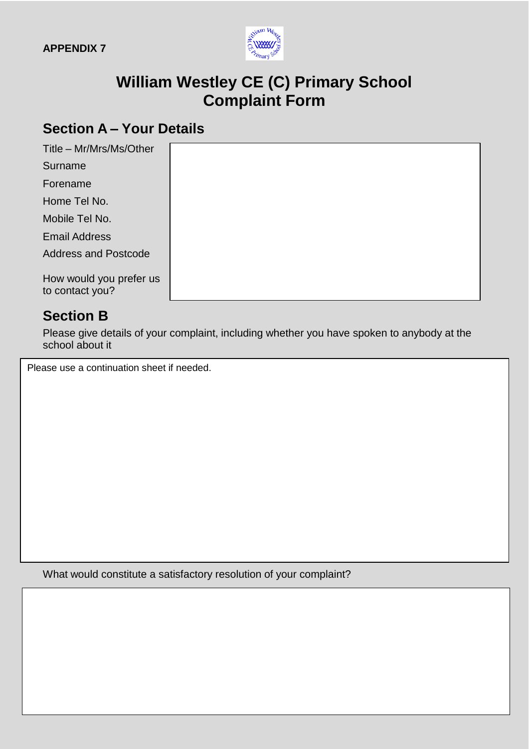**APPENDIX 7**

# William Westley CE (C) Primary School Complaint Form

## Section A – Your Details

Title – Mr/Mrs/Ms/Other

Surname

Forename

Home Tel No.

Mobile Tel No.

Email Address

Address and Postcode

How would you prefer us to contact you?

## Section B

Please give details of your complaint, including whether you have spoken to anybody at the school about it

Please use a continuation sheet if needed.

What would constitute a satisfactory resolution of your complaint?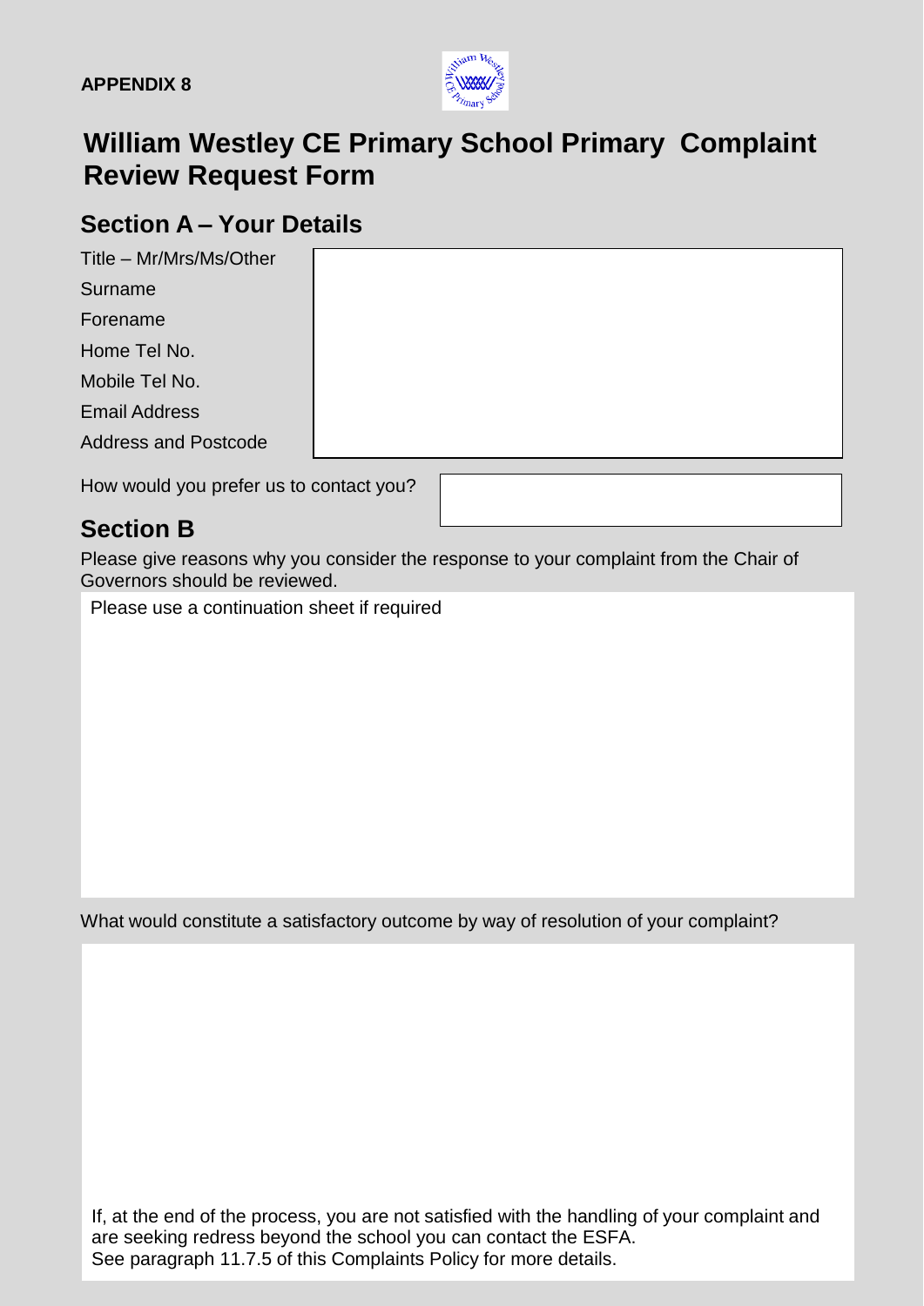**APPENDIX 8**

# William Westley CE Primary School Primary Complaint Review Request Form

## Section A – Your Details

Title – Mr/Mrs/Ms/Other

Surname

Forename

Home Tel No.

Mobile Tel No.

Email Address

Address and Postcode

How would you prefer us to contact you?

## Section B

Please give reasons why you consider the response to your complaint from the Chair of Governors should be reviewed.

Please use a continuation sheet if required

What would constitute a satisfactory outcome by way of resolution of your complaint?

If, at the end of the process, you are not satisfied with the handling of your complaint and are seeking redress beyond the school you can contact the ESFA.
See paragraph 11.7.5 of this Complaints Policy for more details.